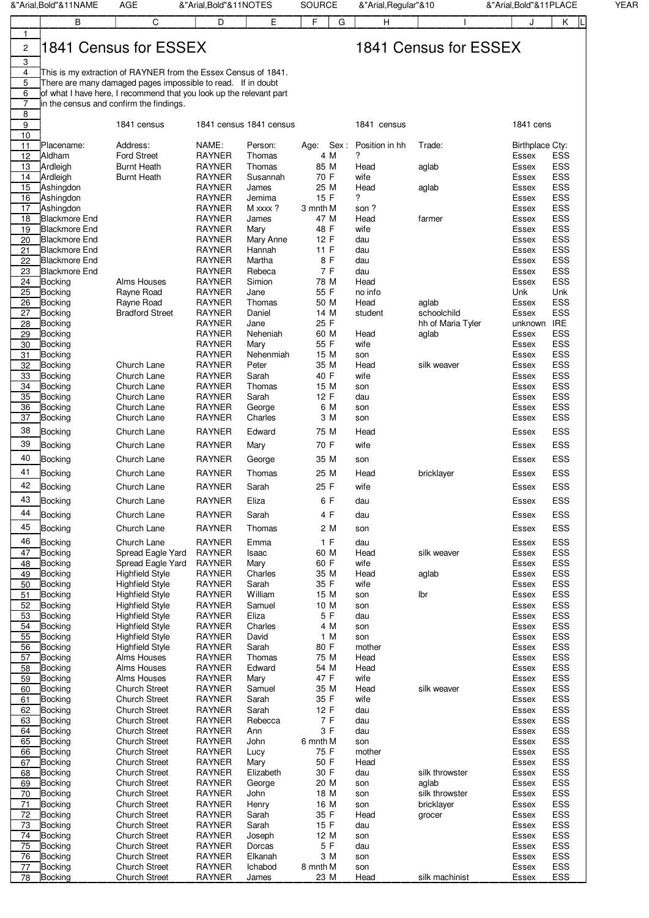## 1841 Census for ESSEX

## 1841 Census for ESSEX

This is my extraction of RAYNER from the Essex Census of 1841.
There are many damaged pages impossible to read. If in doubt
of what I have here, I recommend that you look up the relevant part
in the census and confirm the findings.

| | 1841 census | 1841 census | 1841 census | | | 1841 census | | 1841 cens | |
|---|---|---|---|---|---|---|---|---|---|
| Placename: | Address: | NAME: | Person: | Age: | Sex : | Position in hh | Trade: | Birthplace | Cty: |
| Aldham | Ford Street | RAYNER | Thomas | 4 | M | ? | | Essex | ESS |
| Ardleigh | Burnt Heath | RAYNER | Thomas | 85 | M | Head | aglab | Essex | ESS |
| Ardleigh | Burnt Heath | RAYNER | Susannah | 70 | F | wife | | Essex | ESS |
| Ashingdon | | RAYNER | James | 25 | M | Head | aglab | Essex | ESS |
| Ashingdon | | RAYNER | Jemima | 15 | F | ? | | Essex | ESS |
| Ashingdon | | RAYNER | M xxxx ? | 3 mnth | M | son ? | | Essex | ESS |
| Blackmore End | | RAYNER | James | 47 | M | Head | farmer | Essex | ESS |
| Blackmore End | | RAYNER | Mary | 48 | F | wife | | Essex | ESS |
| Blackmore End | | RAYNER | Mary Anne | 12 | F | dau | | Essex | ESS |
| Blackmore End | | RAYNER | Hannah | 11 | F | dau | | Essex | ESS |
| Blackmore End | | RAYNER | Martha | 8 | F | dau | | Essex | ESS |
| Blackmore End | | RAYNER | Rebeca | 7 | F | dau | | Essex | ESS |
| Bocking | Alms Houses | RAYNER | Simion | 78 | M | Head | | Essex | ESS |
| Bocking | Rayne Road | RAYNER | Jane | 55 | F | no info | | Unk | Unk |
| Bocking | Rayne Road | RAYNER | Thomas | 50 | M | Head | aglab | Essex | ESS |
| Bocking | Bradford Street | RAYNER | Daniel | 14 | M | student | schoolchild | Essex | ESS |
| Bocking | | RAYNER | Jane | 25 | F | | hh of Maria Tyler | unknown | IRE |
| Bocking | | RAYNER | Neheniah | 60 | M | Head | aglab | Essex | ESS |
| Bocking | | RAYNER | Mary | 55 | F | wife | | Essex | ESS |
| Bocking | | RAYNER | Nehenmiah | 15 | M | son | | Essex | ESS |
| Bocking | Church Lane | RAYNER | Peter | 35 | M | Head | silk weaver | Essex | ESS |
| Bocking | Church Lane | RAYNER | Sarah | 40 | F | wife | | Essex | ESS |
| Bocking | Church Lane | RAYNER | Thomas | 15 | M | son | | Essex | ESS |
| Bocking | Church Lane | RAYNER | Sarah | 12 | F | dau | | Essex | ESS |
| Bocking | Church Lane | RAYNER | George | 6 | M | son | | Essex | ESS |
| Bocking | Church Lane | RAYNER | Charles | 3 | M | son | | Essex | ESS |
| Bocking | Church Lane | RAYNER | Edward | 75 | M | Head | | Essex | ESS |
| Bocking | Church Lane | RAYNER | Mary | 70 | F | wife | | Essex | ESS |
| Bocking | Church Lane | RAYNER | George | 35 | M | son | | Essex | ESS |
| Bocking | Church Lane | RAYNER | Thomas | 25 | M | Head | bricklayer | Essex | ESS |
| Bocking | Church Lane | RAYNER | Sarah | 25 | F | wife | | Essex | ESS |
| Bocking | Church Lane | RAYNER | Eliza | 6 | F | dau | | Essex | ESS |
| Bocking | Church Lane | RAYNER | Sarah | 4 | F | dau | | Essex | ESS |
| Bocking | Church Lane | RAYNER | Thomas | 2 | M | son | | Essex | ESS |
| Bocking | Church Lane | RAYNER | Emma | 1 | F | dau | | Essex | ESS |
| Bocking | Spread Eagle Yard | RAYNER | Isaac | 60 | M | Head | silk weaver | Essex | ESS |
| Bocking | Spread Eagle Yard | RAYNER | Mary | 60 | F | wife | | Essex | ESS |
| Bocking | Highfield Style | RAYNER | Charles | 35 | M | Head | aglab | Essex | ESS |
| Bocking | Highfield Style | RAYNER | Sarah | 35 | F | wife | | Essex | ESS |
| Bocking | Highfield Style | RAYNER | William | 15 | M | son | lbr | Essex | ESS |
| Bocking | Highfield Style | RAYNER | Samuel | 10 | M | son | | Essex | ESS |
| Bocking | Highfield Style | RAYNER | Eliza | 5 | F | dau | | Essex | ESS |
| Bocking | Highfield Style | RAYNER | Charles | 4 | M | son | | Essex | ESS |
| Bocking | Highfield Style | RAYNER | David | 1 | M | son | | Essex | ESS |
| Bocking | Highfield Style | RAYNER | Sarah | 80 | F | mother | | Essex | ESS |
| Bocking | Alms Houses | RAYNER | Thomas | 75 | M | Head | | Essex | ESS |
| Bocking | Alms Houses | RAYNER | Edward | 54 | M | Head | | Essex | ESS |
| Bocking | Alms Houses | RAYNER | Mary | 47 | F | wife | | Essex | ESS |
| Bocking | Church Street | RAYNER | Samuel | 35 | M | Head | silk weaver | Essex | ESS |
| Bocking | Church Street | RAYNER | Sarah | 35 | F | wife | | Essex | ESS |
| Bocking | Church Street | RAYNER | Sarah | 12 | F | dau | | Essex | ESS |
| Bocking | Church Street | RAYNER | Rebecca | 7 | F | dau | | Essex | ESS |
| Bocking | Church Street | RAYNER | Ann | 3 | F | dau | | Essex | ESS |
| Bocking | Church Street | RAYNER | John | 6 mnth | M | son | | Essex | ESS |
| Bocking | Church Street | RAYNER | Lucy | 75 | F | mother | | Essex | ESS |
| Bocking | Church Street | RAYNER | Mary | 50 | F | Head | | Essex | ESS |
| Bocking | Church Street | RAYNER | Elizabeth | 30 | F | dau | silk throwster | Essex | ESS |
| Bocking | Church Street | RAYNER | George | 20 | M | son | aglab | Essex | ESS |
| Bocking | Church Street | RAYNER | John | 18 | M | son | silk throwster | Essex | ESS |
| Bocking | Church Street | RAYNER | Henry | 16 | M | son | bricklayer | Essex | ESS |
| Bocking | Church Street | RAYNER | Sarah | 35 | F | Head | grocer | Essex | ESS |
| Bocking | Church Street | RAYNER | Sarah | 15 | F | dau | | Essex | ESS |
| Bocking | Church Street | RAYNER | Joseph | 12 | M | son | | Essex | ESS |
| Bocking | Church Street | RAYNER | Dorcas | 5 | F | dau | | Essex | ESS |
| Bocking | Church Street | RAYNER | Elkanah | 3 | M | son | | Essex | ESS |
| Bocking | Church Street | RAYNER | Ichabod | 8 mnth | M | son | | Essex | ESS |
| Bocking | Church Street | RAYNER | James | 23 | M | Head | silk machinist | Essex | ESS |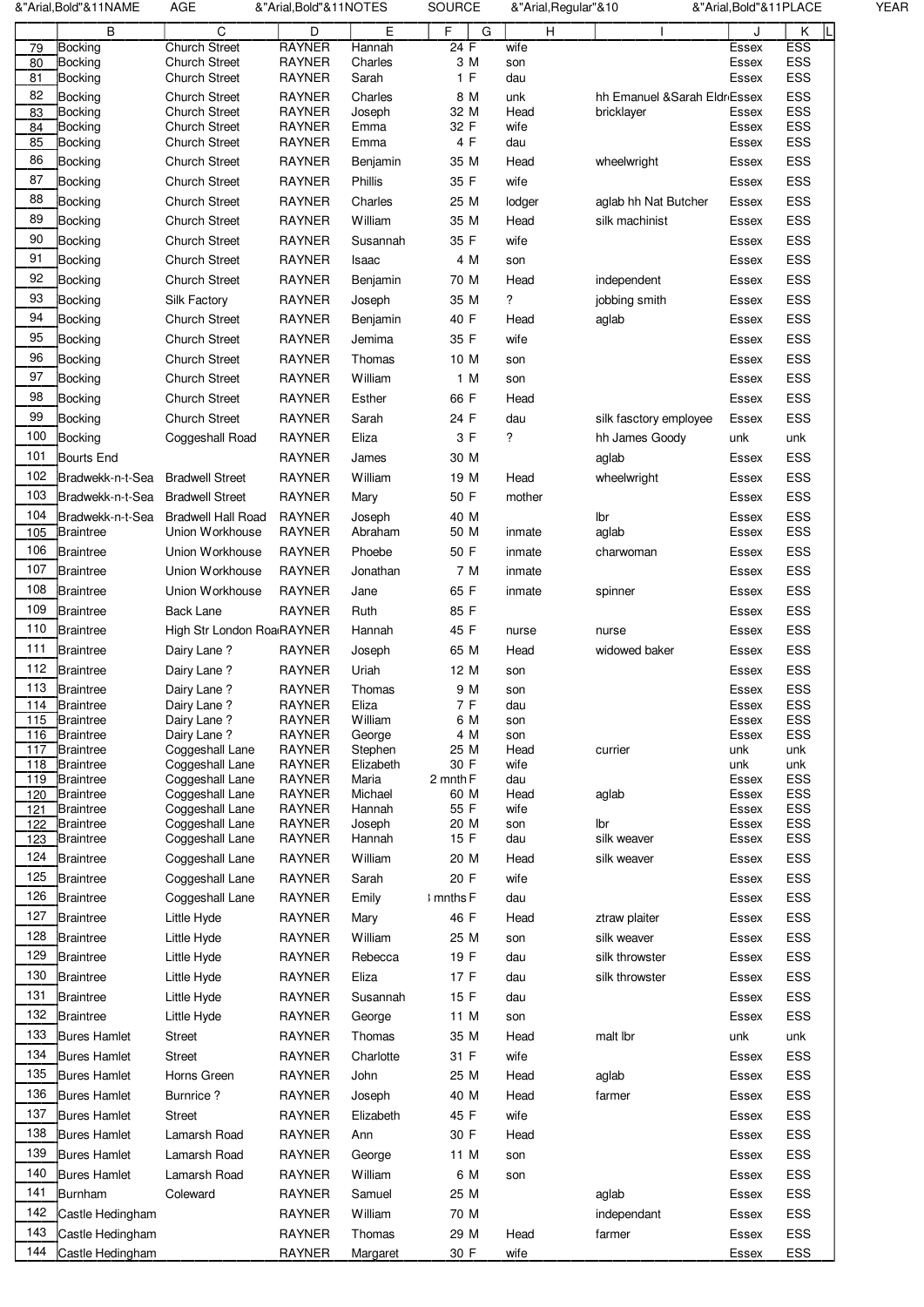| | B | C | D | E | F | G | H | I | J | K |
|---|---|---|---|---|---|---|---|---|---|---|
| 79 | Bocking | Church Street | RAYNER | Hannah | 24 | F | wife | | Essex | ESS |
| 80 | Bocking | Church Street | RAYNER | Charles | 3 | M | son | | Essex | ESS |
| 81 | Bocking | Church Street | RAYNER | Sarah | 1 | F | dau | | Essex | ESS |
| 82 | Bocking | Church Street | RAYNER | Charles | 8 | M | unk | hh Emanuel &Sarah Eldr | Essex | ESS |
| 83 | Bocking | Church Street | RAYNER | Joseph | 32 | M | Head | bricklayer | Essex | ESS |
| 84 | Bocking | Church Street | RAYNER | Emma | 32 | F | wife | | Essex | ESS |
| 85 | Bocking | Church Street | RAYNER | Emma | 4 | F | dau | | Essex | ESS |
| 86 | Bocking | Church Street | RAYNER | Benjamin | 35 | M | Head | wheelwright | Essex | ESS |
| 87 | Bocking | Church Street | RAYNER | Phillis | 35 | F | wife | | Essex | ESS |
| 88 | Bocking | Church Street | RAYNER | Charles | 25 | M | lodger | aglab hh Nat Butcher | Essex | ESS |
| 89 | Bocking | Church Street | RAYNER | William | 35 | M | Head | silk machinist | Essex | ESS |
| 90 | Bocking | Church Street | RAYNER | Susannah | 35 | F | wife | | Essex | ESS |
| 91 | Bocking | Church Street | RAYNER | Isaac | 4 | M | son | | Essex | ESS |
| 92 | Bocking | Church Street | RAYNER | Benjamin | 70 | M | Head | independent | Essex | ESS |
| 93 | Bocking | Silk Factory | RAYNER | Joseph | 35 | M | ? | jobbing smith | Essex | ESS |
| 94 | Bocking | Church Street | RAYNER | Benjamin | 40 | F | Head | aglab | Essex | ESS |
| 95 | Bocking | Church Street | RAYNER | Jemima | 35 | F | wife | | Essex | ESS |
| 96 | Bocking | Church Street | RAYNER | Thomas | 10 | M | son | | Essex | ESS |
| 97 | Bocking | Church Street | RAYNER | William | 1 | M | son | | Essex | ESS |
| 98 | Bocking | Church Street | RAYNER | Esther | 66 | F | Head | | Essex | ESS |
| 99 | Bocking | Church Street | RAYNER | Sarah | 24 | F | dau | silk fasctory employee | Essex | ESS |
| 100 | Bocking | Coggeshall Road | RAYNER | Eliza | 3 | F | ? | hh James Goody | unk | unk |
| 101 | Bourts End | | RAYNER | James | 30 | M | | aglab | Essex | ESS |
| 102 | Bradwekk-n-t-Sea | Bradwell Street | RAYNER | William | 19 | M | Head | wheelwright | Essex | ESS |
| 103 | Bradwekk-n-t-Sea | Bradwell Street | RAYNER | Mary | 50 | F | mother | | Essex | ESS |
| 104 | Bradwekk-n-t-Sea | Bradwell Hall Road | RAYNER | Joseph | 40 | M | | lbr | Essex | ESS |
| 105 | Braintree | Union Workhouse | RAYNER | Abraham | 50 | M | inmate | aglab | Essex | ESS |
| 106 | Braintree | Union Workhouse | RAYNER | Phoebe | 50 | F | inmate | charwoman | Essex | ESS |
| 107 | Braintree | Union Workhouse | RAYNER | Jonathan | 7 | M | inmate | | Essex | ESS |
| 108 | Braintree | Union Workhouse | RAYNER | Jane | 65 | F | inmate | spinner | Essex | ESS |
| 109 | Braintree | Back Lane | RAYNER | Ruth | 85 | F | | | Essex | ESS |
| 110 | Braintree | High Str London Roa | RAYNER | Hannah | 45 | F | nurse | nurse | Essex | ESS |
| 111 | Braintree | Dairy Lane ? | RAYNER | Joseph | 65 | M | Head | widowed baker | Essex | ESS |
| 112 | Braintree | Dairy Lane ? | RAYNER | Uriah | 12 | M | son | | Essex | ESS |
| 113 | Braintree | Dairy Lane ? | RAYNER | Thomas | 9 | M | son | | Essex | ESS |
| 114 | Braintree | Dairy Lane ? | RAYNER | Eliza | 7 | F | dau | | Essex | ESS |
| 115 | Braintree | Dairy Lane ? | RAYNER | William | 6 | M | son | | Essex | ESS |
| 116 | Braintree | Dairy Lane ? | RAYNER | George | 4 | M | son | | Essex | ESS |
| 117 | Braintree | Coggeshall Lane | RAYNER | Stephen | 25 | M | Head | currier | unk | unk |
| 118 | Braintree | Coggeshall Lane | RAYNER | Elizabeth | 30 | F | wife | | unk | unk |
| 119 | Braintree | Coggeshall Lane | RAYNER | Maria | 2 mnth | F | dau | | Essex | ESS |
| 120 | Braintree | Coggeshall Lane | RAYNER | Michael | 60 | M | Head | aglab | Essex | ESS |
| 121 | Braintree | Coggeshall Lane | RAYNER | Hannah | 55 | F | wife | | Essex | ESS |
| 122 | Braintree | Coggeshall Lane | RAYNER | Joseph | 20 | M | son | lbr | Essex | ESS |
| 123 | Braintree | Coggeshall Lane | RAYNER | Hannah | 15 | F | dau | silk weaver | Essex | ESS |
| 124 | Braintree | Coggeshall Lane | RAYNER | William | 20 | M | Head | silk weaver | Essex | ESS |
| 125 | Braintree | Coggeshall Lane | RAYNER | Sarah | 20 | F | wife | | Essex | ESS |
| 126 | Braintree | Coggeshall Lane | RAYNER | Emily | ? mnths | F | dau | | Essex | ESS |
| 127 | Braintree | Little Hyde | RAYNER | Mary | 46 | F | Head | ztraw plaiter | Essex | ESS |
| 128 | Braintree | Little Hyde | RAYNER | William | 25 | M | son | silk weaver | Essex | ESS |
| 129 | Braintree | Little Hyde | RAYNER | Rebecca | 19 | F | dau | silk throwster | Essex | ESS |
| 130 | Braintree | Little Hyde | RAYNER | Eliza | 17 | F | dau | silk throwster | Essex | ESS |
| 131 | Braintree | Little Hyde | RAYNER | Susannah | 15 | F | dau | | Essex | ESS |
| 132 | Braintree | Little Hyde | RAYNER | George | 11 | M | son | | Essex | ESS |
| 133 | Bures Hamlet | Street | RAYNER | Thomas | 35 | M | Head | malt lbr | unk | unk |
| 134 | Bures Hamlet | Street | RAYNER | Charlotte | 31 | F | wife | | Essex | ESS |
| 135 | Bures Hamlet | Horns Green | RAYNER | John | 25 | M | Head | aglab | Essex | ESS |
| 136 | Bures Hamlet | Burnrice ? | RAYNER | Joseph | 40 | M | Head | farmer | Essex | ESS |
| 137 | Bures Hamlet | Street | RAYNER | Elizabeth | 45 | F | wife | | Essex | ESS |
| 138 | Bures Hamlet | Lamarsh Road | RAYNER | Ann | 30 | F | Head | | Essex | ESS |
| 139 | Bures Hamlet | Lamarsh Road | RAYNER | George | 11 | M | son | | Essex | ESS |
| 140 | Bures Hamlet | Lamarsh Road | RAYNER | William | 6 | M | son | | Essex | ESS |
| 141 | Burnham | Coleward | RAYNER | Samuel | 25 | M | | aglab | Essex | ESS |
| 142 | Castle Hedingham | | RAYNER | William | 70 | M | | independant | Essex | ESS |
| 143 | Castle Hedingham | | RAYNER | Thomas | 29 | M | Head | farmer | Essex | ESS |
| 144 | Castle Hedingham | | RAYNER | Margaret | 30 | F | wife | | Essex | ESS |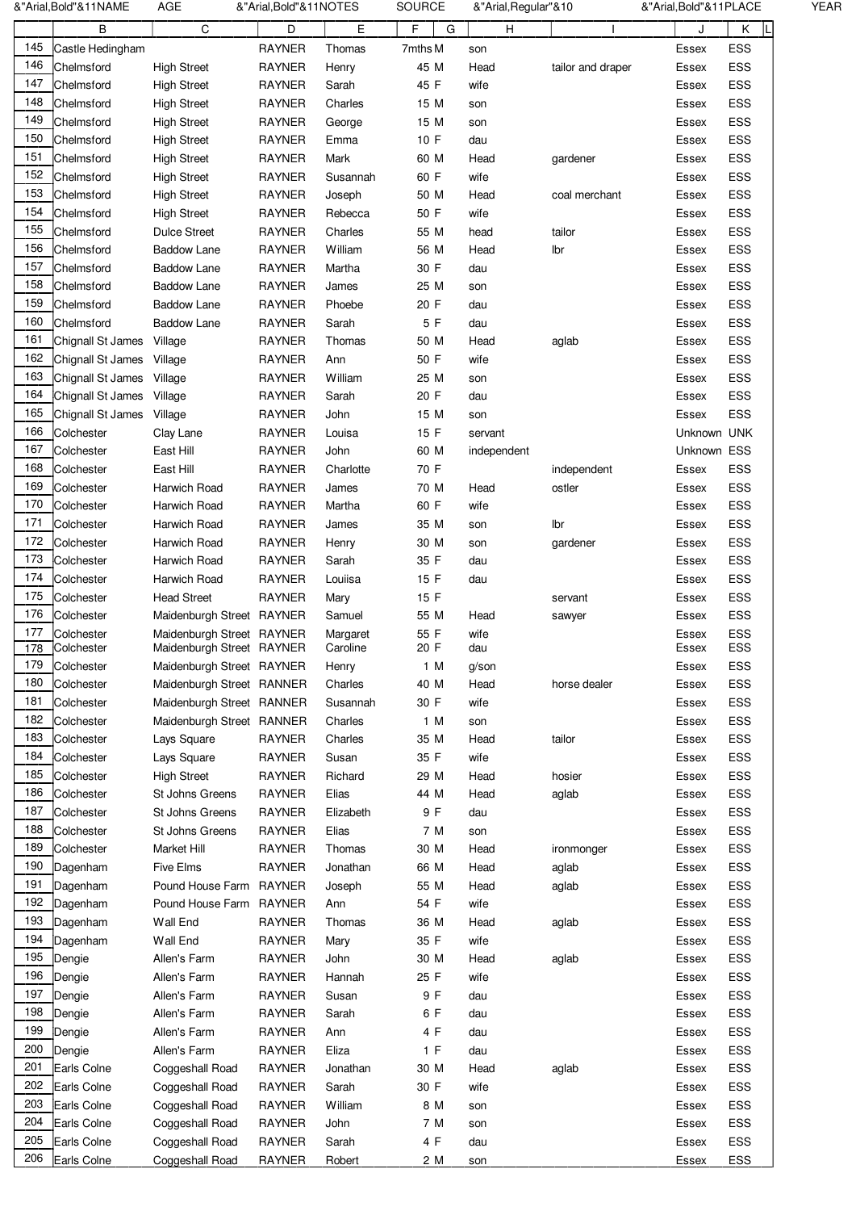| | B | C | D | E | F | G | H | I | J | K | L |
|---|---|---|---|---|---|---|---|---|---|---|---|
| 145 | Castle Hedingham | | RAYNER | Thomas | 7mths | M | son | | Essex | ESS | |
| 146 | Chelmsford | High Street | RAYNER | Henry | 45 | M | Head | tailor and draper | Essex | ESS | |
| 147 | Chelmsford | High Street | RAYNER | Sarah | 45 | F | wife | | Essex | ESS | |
| 148 | Chelmsford | High Street | RAYNER | Charles | 15 | M | son | | Essex | ESS | |
| 149 | Chelmsford | High Street | RAYNER | George | 15 | M | son | | Essex | ESS | |
| 150 | Chelmsford | High Street | RAYNER | Emma | 10 | F | dau | | Essex | ESS | |
| 151 | Chelmsford | High Street | RAYNER | Mark | 60 | M | Head | gardener | Essex | ESS | |
| 152 | Chelmsford | High Street | RAYNER | Susannah | 60 | F | wife | | Essex | ESS | |
| 153 | Chelmsford | High Street | RAYNER | Joseph | 50 | M | Head | coal merchant | Essex | ESS | |
| 154 | Chelmsford | High Street | RAYNER | Rebecca | 50 | F | wife | | Essex | ESS | |
| 155 | Chelmsford | Dulce Street | RAYNER | Charles | 55 | M | head | tailor | Essex | ESS | |
| 156 | Chelmsford | Baddow Lane | RAYNER | William | 56 | M | Head | lbr | Essex | ESS | |
| 157 | Chelmsford | Baddow Lane | RAYNER | Martha | 30 | F | dau | | Essex | ESS | |
| 158 | Chelmsford | Baddow Lane | RAYNER | James | 25 | M | son | | Essex | ESS | |
| 159 | Chelmsford | Baddow Lane | RAYNER | Phoebe | 20 | F | dau | | Essex | ESS | |
| 160 | Chelmsford | Baddow Lane | RAYNER | Sarah | 5 | F | dau | | Essex | ESS | |
| 161 | Chignall St James | Village | RAYNER | Thomas | 50 | M | Head | aglab | Essex | ESS | |
| 162 | Chignall St James | Village | RAYNER | Ann | 50 | F | wife | | Essex | ESS | |
| 163 | Chignall St James | Village | RAYNER | William | 25 | M | son | | Essex | ESS | |
| 164 | Chignall St James | Village | RAYNER | Sarah | 20 | F | dau | | Essex | ESS | |
| 165 | Chignall St James | Village | RAYNER | John | 15 | M | son | | Essex | ESS | |
| 166 | Colchester | Clay Lane | RAYNER | Louisa | 15 | F | servant | | Unknown | UNK | |
| 167 | Colchester | East Hill | RAYNER | John | 60 | M | independent | | Unknown | ESS | |
| 168 | Colchester | East Hill | RAYNER | Charlotte | 70 | F | | independent | Essex | ESS | |
| 169 | Colchester | Harwich Road | RAYNER | James | 70 | M | Head | ostler | Essex | ESS | |
| 170 | Colchester | Harwich Road | RAYNER | Martha | 60 | F | wife | | Essex | ESS | |
| 171 | Colchester | Harwich Road | RAYNER | James | 35 | M | son | lbr | Essex | ESS | |
| 172 | Colchester | Harwich Road | RAYNER | Henry | 30 | M | son | gardener | Essex | ESS | |
| 173 | Colchester | Harwich Road | RAYNER | Sarah | 35 | F | dau | | Essex | ESS | |
| 174 | Colchester | Harwich Road | RAYNER | Louiisa | 15 | F | dau | | Essex | ESS | |
| 175 | Colchester | Head Street | RAYNER | Mary | 15 | F | | servant | Essex | ESS | |
| 176 | Colchester | Maidenburgh Street | RAYNER | Samuel | 55 | M | Head | sawyer | Essex | ESS | |
| 177 | Colchester | Maidenburgh Street | RAYNER | Margaret | 55 | F | wife | | Essex | ESS | |
| 178 | Colchester | Maidenburgh Street | RAYNER | Caroline | 20 | F | dau | | Essex | ESS | |
| 179 | Colchester | Maidenburgh Street | RAYNER | Henry | 1 | M | g/son | | Essex | ESS | |
| 180 | Colchester | Maidenburgh Street | RANNER | Charles | 40 | M | Head | horse dealer | Essex | ESS | |
| 181 | Colchester | Maidenburgh Street | RANNER | Susannah | 30 | F | wife | | Essex | ESS | |
| 182 | Colchester | Maidenburgh Street | RANNER | Charles | 1 | M | son | | Essex | ESS | |
| 183 | Colchester | Lays Square | RAYNER | Charles | 35 | M | Head | tailor | Essex | ESS | |
| 184 | Colchester | Lays Square | RAYNER | Susan | 35 | F | wife | | Essex | ESS | |
| 185 | Colchester | High Street | RAYNER | Richard | 29 | M | Head | hosier | Essex | ESS | |
| 186 | Colchester | St Johns Greens | RAYNER | Elias | 44 | M | Head | aglab | Essex | ESS | |
| 187 | Colchester | St Johns Greens | RAYNER | Elizabeth | 9 | F | dau | | Essex | ESS | |
| 188 | Colchester | St Johns Greens | RAYNER | Elias | 7 | M | son | | Essex | ESS | |
| 189 | Colchester | Market Hill | RAYNER | Thomas | 30 | M | Head | ironmonger | Essex | ESS | |
| 190 | Dagenham | Five Elms | RAYNER | Jonathan | 66 | M | Head | aglab | Essex | ESS | |
| 191 | Dagenham | Pound House Farm | RAYNER | Joseph | 55 | M | Head | aglab | Essex | ESS | |
| 192 | Dagenham | Pound House Farm | RAYNER | Ann | 54 | F | wife | | Essex | ESS | |
| 193 | Dagenham | Wall End | RAYNER | Thomas | 36 | M | Head | aglab | Essex | ESS | |
| 194 | Dagenham | Wall End | RAYNER | Mary | 35 | F | wife | | Essex | ESS | |
| 195 | Dengie | Allen's Farm | RAYNER | John | 30 | M | Head | aglab | Essex | ESS | |
| 196 | Dengie | Allen's Farm | RAYNER | Hannah | 25 | F | wife | | Essex | ESS | |
| 197 | Dengie | Allen's Farm | RAYNER | Susan | 9 | F | dau | | Essex | ESS | |
| 198 | Dengie | Allen's Farm | RAYNER | Sarah | 6 | F | dau | | Essex | ESS | |
| 199 | Dengie | Allen's Farm | RAYNER | Ann | 4 | F | dau | | Essex | ESS | |
| 200 | Dengie | Allen's Farm | RAYNER | Eliza | 1 | F | dau | | Essex | ESS | |
| 201 | Earls Colne | Coggeshall Road | RAYNER | Jonathan | 30 | M | Head | aglab | Essex | ESS | |
| 202 | Earls Colne | Coggeshall Road | RAYNER | Sarah | 30 | F | wife | | Essex | ESS | |
| 203 | Earls Colne | Coggeshall Road | RAYNER | William | 8 | M | son | | Essex | ESS | |
| 204 | Earls Colne | Coggeshall Road | RAYNER | John | 7 | M | son | | Essex | ESS | |
| 205 | Earls Colne | Coggeshall Road | RAYNER | Sarah | 4 | F | dau | | Essex | ESS | |
| 206 | Earls Colne | Coggeshall Road | RAYNER | Robert | 2 | M | son | | Essex | ESS | |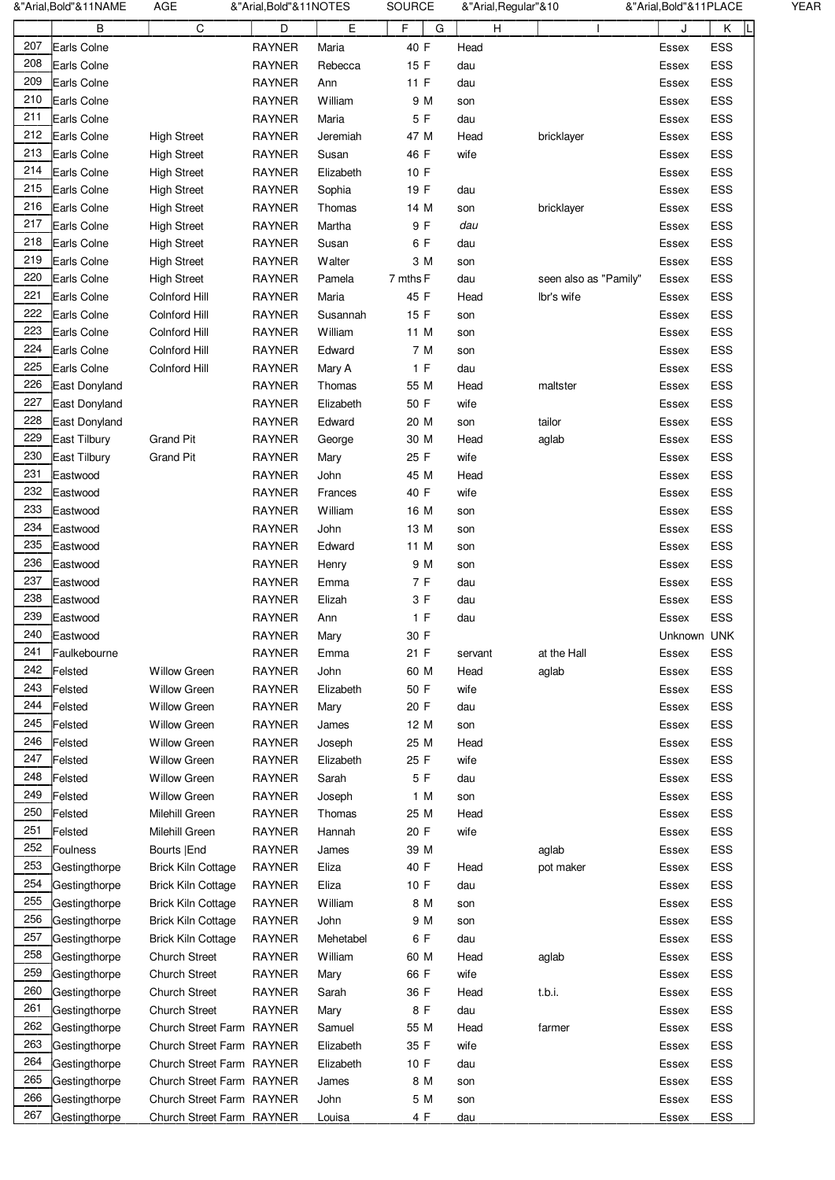| | B | C | D | E | F | G | H | I | J | K |
|---|---|---|---|---|---|---|---|---|---|---|
| 207 | Earls Colne | | RAYNER | Maria | 40 | F | Head | | Essex | ESS |
| 208 | Earls Colne | | RAYNER | Rebecca | 15 | F | dau | | Essex | ESS |
| 209 | Earls Colne | | RAYNER | Ann | 11 | F | dau | | Essex | ESS |
| 210 | Earls Colne | | RAYNER | William | 9 | M | son | | Essex | ESS |
| 211 | Earls Colne | | RAYNER | Maria | 5 | F | dau | | Essex | ESS |
| 212 | Earls Colne | High Street | RAYNER | Jeremiah | 47 | M | Head | bricklayer | Essex | ESS |
| 213 | Earls Colne | High Street | RAYNER | Susan | 46 | F | wife | | Essex | ESS |
| 214 | Earls Colne | High Street | RAYNER | Elizabeth | 10 | F | | | Essex | ESS |
| 215 | Earls Colne | High Street | RAYNER | Sophia | 19 | F | dau | | Essex | ESS |
| 216 | Earls Colne | High Street | RAYNER | Thomas | 14 | M | son | bricklayer | Essex | ESS |
| 217 | Earls Colne | High Street | RAYNER | Martha | 9 | F | *dau* | | Essex | ESS |
| 218 | Earls Colne | High Street | RAYNER | Susan | 6 | F | dau | | Essex | ESS |
| 219 | Earls Colne | High Street | RAYNER | Walter | 3 | M | son | | Essex | ESS |
| 220 | Earls Colne | High Street | RAYNER | Pamela | 7 mths | F | dau | seen also as "Pamily" | Essex | ESS |
| 221 | Earls Colne | Colnford Hill | RAYNER | Maria | 45 | F | Head | lbr's wife | Essex | ESS |
| 222 | Earls Colne | Colnford Hill | RAYNER | Susannah | 15 | F | son | | Essex | ESS |
| 223 | Earls Colne | Colnford Hill | RAYNER | William | 11 | M | son | | Essex | ESS |
| 224 | Earls Colne | Colnford Hill | RAYNER | Edward | 7 | M | son | | Essex | ESS |
| 225 | Earls Colne | Colnford Hill | RAYNER | Mary A | 1 | F | dau | | Essex | ESS |
| 226 | East Donyland | | RAYNER | Thomas | 55 | M | Head | maltster | Essex | ESS |
| 227 | East Donyland | | RAYNER | Elizabeth | 50 | F | wife | | Essex | ESS |
| 228 | East Donyland | | RAYNER | Edward | 20 | M | son | tailor | Essex | ESS |
| 229 | East Tilbury | Grand Pit | RAYNER | George | 30 | M | Head | aglab | Essex | ESS |
| 230 | East Tilbury | Grand Pit | RAYNER | Mary | 25 | F | wife | | Essex | ESS |
| 231 | Eastwood | | RAYNER | John | 45 | M | Head | | Essex | ESS |
| 232 | Eastwood | | RAYNER | Frances | 40 | F | wife | | Essex | ESS |
| 233 | Eastwood | | RAYNER | William | 16 | M | son | | Essex | ESS |
| 234 | Eastwood | | RAYNER | John | 13 | M | son | | Essex | ESS |
| 235 | Eastwood | | RAYNER | Edward | 11 | M | son | | Essex | ESS |
| 236 | Eastwood | | RAYNER | Henry | 9 | M | son | | Essex | ESS |
| 237 | Eastwood | | RAYNER | Emma | 7 | F | dau | | Essex | ESS |
| 238 | Eastwood | | RAYNER | Elizah | 3 | F | dau | | Essex | ESS |
| 239 | Eastwood | | RAYNER | Ann | 1 | F | dau | | Essex | ESS |
| 240 | Eastwood | | RAYNER | Mary | 30 | F | | | Unknown | UNK |
| 241 | Faulkebourne | | RAYNER | Emma | 21 | F | servant | at the Hall | Essex | ESS |
| 242 | Felsted | Willow Green | RAYNER | John | 60 | M | Head | aglab | Essex | ESS |
| 243 | Felsted | Willow Green | RAYNER | Elizabeth | 50 | F | wife | | Essex | ESS |
| 244 | Felsted | Willow Green | RAYNER | Mary | 20 | F | dau | | Essex | ESS |
| 245 | Felsted | Willow Green | RAYNER | James | 12 | M | son | | Essex | ESS |
| 246 | Felsted | Willow Green | RAYNER | Joseph | 25 | M | Head | | Essex | ESS |
| 247 | Felsted | Willow Green | RAYNER | Elizabeth | 25 | F | wife | | Essex | ESS |
| 248 | Felsted | Willow Green | RAYNER | Sarah | 5 | F | dau | | Essex | ESS |
| 249 | Felsted | Willow Green | RAYNER | Joseph | 1 | M | son | | Essex | ESS |
| 250 | Felsted | Milehill Green | RAYNER | Thomas | 25 | M | Head | | Essex | ESS |
| 251 | Felsted | Milehill Green | RAYNER | Hannah | 20 | F | wife | | Essex | ESS |
| 252 | Foulness | Bourts \|End | RAYNER | James | 39 | M | | aglab | Essex | ESS |
| 253 | Gestingthorpe | Brick Kiln Cottage | RAYNER | Eliza | 40 | F | Head | pot maker | Essex | ESS |
| 254 | Gestingthorpe | Brick Kiln Cottage | RAYNER | Eliza | 10 | F | dau | | Essex | ESS |
| 255 | Gestingthorpe | Brick Kiln Cottage | RAYNER | William | 8 | M | son | | Essex | ESS |
| 256 | Gestingthorpe | Brick Kiln Cottage | RAYNER | John | 9 | M | son | | Essex | ESS |
| 257 | Gestingthorpe | Brick Kiln Cottage | RAYNER | Mehetabel | 6 | F | dau | | Essex | ESS |
| 258 | Gestingthorpe | Church Street | RAYNER | William | 60 | M | Head | aglab | Essex | ESS |
| 259 | Gestingthorpe | Church Street | RAYNER | Mary | 66 | F | wife | | Essex | ESS |
| 260 | Gestingthorpe | Church Street | RAYNER | Sarah | 36 | F | Head | t.b.i. | Essex | ESS |
| 261 | Gestingthorpe | Church Street | RAYNER | Mary | 8 | F | dau | | Essex | ESS |
| 262 | Gestingthorpe | Church Street Farm | RAYNER | Samuel | 55 | M | Head | farmer | Essex | ESS |
| 263 | Gestingthorpe | Church Street Farm | RAYNER | Elizabeth | 35 | F | wife | | Essex | ESS |
| 264 | Gestingthorpe | Church Street Farm | RAYNER | Elizabeth | 10 | F | dau | | Essex | ESS |
| 265 | Gestingthorpe | Church Street Farm | RAYNER | James | 8 | M | son | | Essex | ESS |
| 266 | Gestingthorpe | Church Street Farm | RAYNER | John | 5 | M | son | | Essex | ESS |
| 267 | Gestingthorpe | Church Street Farm | RAYNER | Louisa | 4 | F | dau | | Essex | ESS |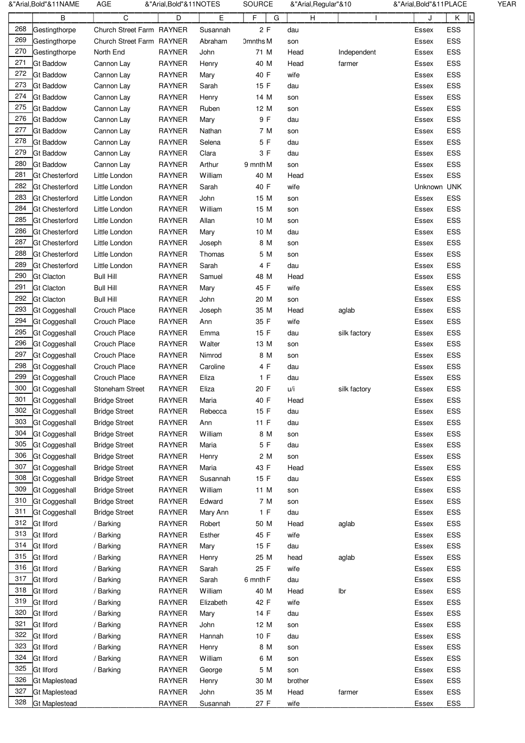| | B | C | D | E | F | G | H | I | J | K | L |
|---|---|---|---|---|---|---|---|---|---|---|---|
| 268 | Gestingthorpe | Church Street Farm | RAYNER | Susannah | 2 | F | dau | | Essex | ESS | |
| 269 | Gestingthorpe | Church Street Farm | RAYNER | Abraham | 0mnths | M | son | | Essex | ESS | |
| 270 | Gestingthorpe | North End | RAYNER | John | 71 | M | Head | Independent | Essex | ESS | |
| 271 | Gt Baddow | Cannon Lay | RAYNER | Henry | 40 | M | Head | farmer | Essex | ESS | |
| 272 | Gt Baddow | Cannon Lay | RAYNER | Mary | 40 | F | wife | | Essex | ESS | |
| 273 | Gt Baddow | Cannon Lay | RAYNER | Sarah | 15 | F | dau | | Essex | ESS | |
| 274 | Gt Baddow | Cannon Lay | RAYNER | Henry | 14 | M | son | | Essex | ESS | |
| 275 | Gt Baddow | Cannon Lay | RAYNER | Ruben | 12 | M | son | | Essex | ESS | |
| 276 | Gt Baddow | Cannon Lay | RAYNER | Mary | 9 | F | dau | | Essex | ESS | |
| 277 | Gt Baddow | Cannon Lay | RAYNER | Nathan | 7 | M | son | | Essex | ESS | |
| 278 | Gt Baddow | Cannon Lay | RAYNER | Selena | 5 | F | dau | | Essex | ESS | |
| 279 | Gt Baddow | Cannon Lay | RAYNER | Clara | 3 | F | dau | | Essex | ESS | |
| 280 | Gt Baddow | Cannon Lay | RAYNER | Arthur | 9 mnth | M | son | | Essex | ESS | |
| 281 | Gt Chesterford | Little London | RAYNER | William | 40 | M | Head | | Essex | ESS | |
| 282 | Gt Chesterford | Little London | RAYNER | Sarah | 40 | F | wife | | Unknown | UNK | |
| 283 | Gt Chesterford | Little London | RAYNER | John | 15 | M | son | | Essex | ESS | |
| 284 | Gt Chesterford | Little London | RAYNER | William | 15 | M | son | | Essex | ESS | |
| 285 | Gt Chesterford | Little London | RAYNER | Allan | 10 | M | son | | Essex | ESS | |
| 286 | Gt Chesterford | Little London | RAYNER | Mary | 10 | M | dau | | Essex | ESS | |
| 287 | Gt Chesterford | Little London | RAYNER | Joseph | 8 | M | son | | Essex | ESS | |
| 288 | Gt Chesterford | Little London | RAYNER | Thomas | 5 | M | son | | Essex | ESS | |
| 289 | Gt Chesterford | Little London | RAYNER | Sarah | 4 | F | dau | | Essex | ESS | |
| 290 | Gt Clacton | Bull Hill | RAYNER | Samuel | 48 | M | Head | | Essex | ESS | |
| 291 | Gt Clacton | Bull Hill | RAYNER | Mary | 45 | F | wife | | Essex | ESS | |
| 292 | Gt Clacton | Bull Hill | RAYNER | John | 20 | M | son | | Essex | ESS | |
| 293 | Gt Coggeshall | Crouch Place | RAYNER | Joseph | 35 | M | Head | aglab | Essex | ESS | |
| 294 | Gt Coggeshall | Crouch Place | RAYNER | Ann | 35 | F | wife | | Essex | ESS | |
| 295 | Gt Coggeshall | Crouch Place | RAYNER | Emma | 15 | F | dau | silk factory | Essex | ESS | |
| 296 | Gt Coggeshall | Crouch Place | RAYNER | Walter | 13 | M | son | | Essex | ESS | |
| 297 | Gt Coggeshall | Crouch Place | RAYNER | Nimrod | 8 | M | son | | Essex | ESS | |
| 298 | Gt Coggeshall | Crouch Place | RAYNER | Caroline | 4 | F | dau | | Essex | ESS | |
| 299 | Gt Coggeshall | Crouch Place | RAYNER | Eliza | 1 | F | dau | | Essex | ESS | |
| 300 | Gt Coggeshall | Stoneham Street | RAYNER | Eliza | 20 | F | u/i | silk factory | Essex | ESS | |
| 301 | Gt Coggeshall | Bridge Street | RAYNER | Maria | 40 | F | Head | | Essex | ESS | |
| 302 | Gt Coggeshall | Bridge Street | RAYNER | Rebecca | 15 | F | dau | | Essex | ESS | |
| 303 | Gt Coggeshall | Bridge Street | RAYNER | Ann | 11 | F | dau | | Essex | ESS | |
| 304 | Gt Coggeshall | Bridge Street | RAYNER | William | 8 | M | son | | Essex | ESS | |
| 305 | Gt Coggeshall | Bridge Street | RAYNER | Maria | 5 | F | dau | | Essex | ESS | |
| 306 | Gt Coggeshall | Bridge Street | RAYNER | Henry | 2 | M | son | | Essex | ESS | |
| 307 | Gt Coggeshall | Bridge Street | RAYNER | Maria | 43 | F | Head | | Essex | ESS | |
| 308 | Gt Coggeshall | Bridge Street | RAYNER | Susannah | 15 | F | dau | | Essex | ESS | |
| 309 | Gt Coggeshall | Bridge Street | RAYNER | William | 11 | M | son | | Essex | ESS | |
| 310 | Gt Coggeshall | Bridge Street | RAYNER | Edward | 7 | M | son | | Essex | ESS | |
| 311 | Gt Coggeshall | Bridge Street | RAYNER | Mary Ann | 1 | F | dau | | Essex | ESS | |
| 312 | Gt Ilford | / Barking | RAYNER | Robert | 50 | M | Head | aglab | Essex | ESS | |
| 313 | Gt Ilford | / Barking | RAYNER | Esther | 45 | F | wife | | Essex | ESS | |
| 314 | Gt Ilford | / Barking | RAYNER | Mary | 15 | F | dau | | Essex | ESS | |
| 315 | Gt Ilford | / Barking | RAYNER | Henry | 25 | M | head | aglab | Essex | ESS | |
| 316 | Gt Ilford | / Barking | RAYNER | Sarah | 25 | F | wife | | Essex | ESS | |
| 317 | Gt Ilford | / Barking | RAYNER | Sarah | 6 mnth | F | dau | | Essex | ESS | |
| 318 | Gt Ilford | / Barking | RAYNER | William | 40 | M | Head | lbr | Essex | ESS | |
| 319 | Gt Ilford | / Barking | RAYNER | Elizabeth | 42 | F | wife | | Essex | ESS | |
| 320 | Gt Ilford | / Barking | RAYNER | Mary | 14 | F | dau | | Essex | ESS | |
| 321 | Gt Ilford | / Barking | RAYNER | John | 12 | M | son | | Essex | ESS | |
| 322 | Gt Ilford | / Barking | RAYNER | Hannah | 10 | F | dau | | Essex | ESS | |
| 323 | Gt Ilford | / Barking | RAYNER | Henry | 8 | M | son | | Essex | ESS | |
| 324 | Gt Ilford | / Barking | RAYNER | William | 6 | M | son | | Essex | ESS | |
| 325 | Gt Ilford | / Barking | RAYNER | George | 5 | M | son | | Essex | ESS | |
| 326 | Gt Maplestead | | RAYNER | Henry | 30 | M | brother | | Essex | ESS | |
| 327 | Gt Maplestead | | RAYNER | John | 35 | M | Head | farmer | Essex | ESS | |
| 328 | Gt Maplestead | | RAYNER | Susannah | 27 | F | wife | | Essex | ESS | |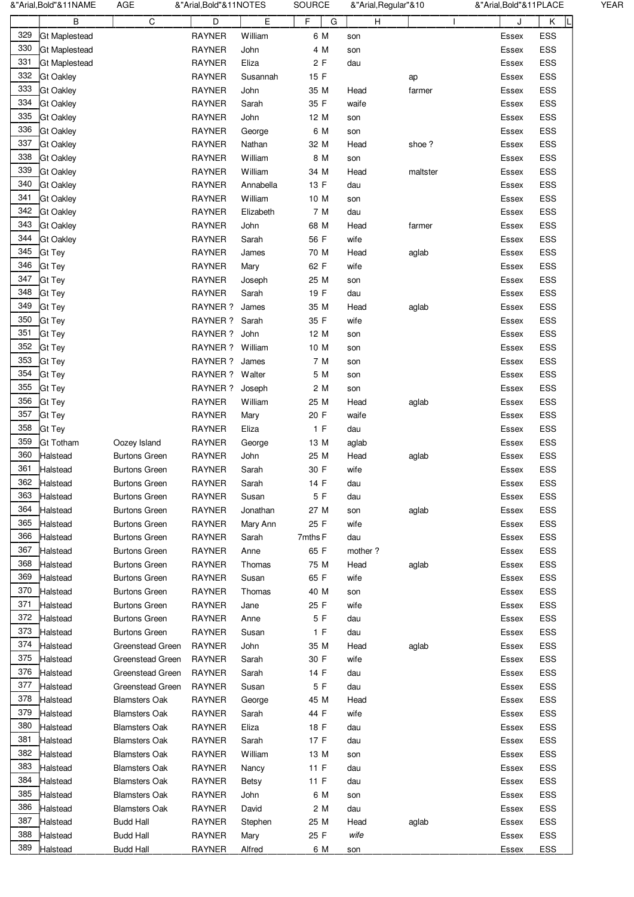| | B | C | D | E | F | G | H | I | J | K |
|---|---|---|---|---|---|---|---|---|---|---|
| 329 | Gt Maplestead | | RAYNER | William | 6 | M | son | | Essex | ESS |
| 330 | Gt Maplestead | | RAYNER | John | 4 | M | son | | Essex | ESS |
| 331 | Gt Maplestead | | RAYNER | Eliza | 2 | F | dau | | Essex | ESS |
| 332 | Gt Oakley | | RAYNER | Susannah | 15 | F | | ap | Essex | ESS |
| 333 | Gt Oakley | | RAYNER | John | 35 | M | Head | farmer | Essex | ESS |
| 334 | Gt Oakley | | RAYNER | Sarah | 35 | F | waife | | Essex | ESS |
| 335 | Gt Oakley | | RAYNER | John | 12 | M | son | | Essex | ESS |
| 336 | Gt Oakley | | RAYNER | George | 6 | M | son | | Essex | ESS |
| 337 | Gt Oakley | | RAYNER | Nathan | 32 | M | Head | shoe ? | Essex | ESS |
| 338 | Gt Oakley | | RAYNER | William | 8 | M | son | | Essex | ESS |
| 339 | Gt Oakley | | RAYNER | William | 34 | M | Head | maltster | Essex | ESS |
| 340 | Gt Oakley | | RAYNER | Annabella | 13 | F | dau | | Essex | ESS |
| 341 | Gt Oakley | | RAYNER | William | 10 | M | son | | Essex | ESS |
| 342 | Gt Oakley | | RAYNER | Elizabeth | 7 | M | dau | | Essex | ESS |
| 343 | Gt Oakley | | RAYNER | John | 68 | M | Head | farmer | Essex | ESS |
| 344 | Gt Oakley | | RAYNER | Sarah | 56 | F | wife | | Essex | ESS |
| 345 | Gt Tey | | RAYNER | James | 70 | M | Head | aglab | Essex | ESS |
| 346 | Gt Tey | | RAYNER | Mary | 62 | F | wife | | Essex | ESS |
| 347 | Gt Tey | | RAYNER | Joseph | 25 | M | son | | Essex | ESS |
| 348 | Gt Tey | | RAYNER | Sarah | 19 | F | dau | | Essex | ESS |
| 349 | Gt Tey | | RAYNER ? | James | 35 | M | Head | aglab | Essex | ESS |
| 350 | Gt Tey | | RAYNER ? | Sarah | 35 | F | wife | | Essex | ESS |
| 351 | Gt Tey | | RAYNER ? | John | 12 | M | son | | Essex | ESS |
| 352 | Gt Tey | | RAYNER ? | William | 10 | M | son | | Essex | ESS |
| 353 | Gt Tey | | RAYNER ? | James | 7 | M | son | | Essex | ESS |
| 354 | Gt Tey | | RAYNER ? | Walter | 5 | M | son | | Essex | ESS |
| 355 | Gt Tey | | RAYNER ? | Joseph | 2 | M | son | | Essex | ESS |
| 356 | Gt Tey | | RAYNER | William | 25 | M | Head | aglab | Essex | ESS |
| 357 | Gt Tey | | RAYNER | Mary | 20 | F | waife | | Essex | ESS |
| 358 | Gt Tey | | RAYNER | Eliza | 1 | F | dau | | Essex | ESS |
| 359 | Gt Totham | Oozey Island | RAYNER | George | 13 | M | aglab | | Essex | ESS |
| 360 | Halstead | Burtons Green | RAYNER | John | 25 | M | Head | aglab | Essex | ESS |
| 361 | Halstead | Burtons Green | RAYNER | Sarah | 30 | F | wife | | Essex | ESS |
| 362 | Halstead | Burtons Green | RAYNER | Sarah | 14 | F | dau | | Essex | ESS |
| 363 | Halstead | Burtons Green | RAYNER | Susan | 5 | F | dau | | Essex | ESS |
| 364 | Halstead | Burtons Green | RAYNER | Jonathan | 27 | M | son | aglab | Essex | ESS |
| 365 | Halstead | Burtons Green | RAYNER | Mary Ann | 25 | F | wife | | Essex | ESS |
| 366 | Halstead | Burtons Green | RAYNER | Sarah | 7mths | F | dau | | Essex | ESS |
| 367 | Halstead | Burtons Green | RAYNER | Anne | 65 | F | mother ? | | Essex | ESS |
| 368 | Halstead | Burtons Green | RAYNER | Thomas | 75 | M | Head | aglab | Essex | ESS |
| 369 | Halstead | Burtons Green | RAYNER | Susan | 65 | F | wife | | Essex | ESS |
| 370 | Halstead | Burtons Green | RAYNER | Thomas | 40 | M | son | | Essex | ESS |
| 371 | Halstead | Burtons Green | RAYNER | Jane | 25 | F | wife | | Essex | ESS |
| 372 | Halstead | Burtons Green | RAYNER | Anne | 5 | F | dau | | Essex | ESS |
| 373 | Halstead | Burtons Green | RAYNER | Susan | 1 | F | dau | | Essex | ESS |
| 374 | Halstead | Greenstead Green | RAYNER | John | 35 | M | Head | aglab | Essex | ESS |
| 375 | Halstead | Greenstead Green | RAYNER | Sarah | 30 | F | wife | | Essex | ESS |
| 376 | Halstead | Greenstead Green | RAYNER | Sarah | 14 | F | dau | | Essex | ESS |
| 377 | Halstead | Greenstead Green | RAYNER | Susan | 5 | F | dau | | Essex | ESS |
| 378 | Halstead | Blamsters Oak | RAYNER | George | 45 | M | Head | | Essex | ESS |
| 379 | Halstead | Blamsters Oak | RAYNER | Sarah | 44 | F | wife | | Essex | ESS |
| 380 | Halstead | Blamsters Oak | RAYNER | Eliza | 18 | F | dau | | Essex | ESS |
| 381 | Halstead | Blamsters Oak | RAYNER | Sarah | 17 | F | dau | | Essex | ESS |
| 382 | Halstead | Blamsters Oak | RAYNER | William | 13 | M | son | | Essex | ESS |
| 383 | Halstead | Blamsters Oak | RAYNER | Nancy | 11 | F | dau | | Essex | ESS |
| 384 | Halstead | Blamsters Oak | RAYNER | Betsy | 11 | F | dau | | Essex | ESS |
| 385 | Halstead | Blamsters Oak | RAYNER | John | 6 | M | son | | Essex | ESS |
| 386 | Halstead | Blamsters Oak | RAYNER | David | 2 | M | dau | | Essex | ESS |
| 387 | Halstead | Budd Hall | RAYNER | Stephen | 25 | M | Head | aglab | Essex | ESS |
| 388 | Halstead | Budd Hall | RAYNER | Mary | 25 | F | *wife* | | Essex | ESS |
| 389 | Halstead | Budd Hall | RAYNER | Alfred | 6 | M | son | | Essex | ESS |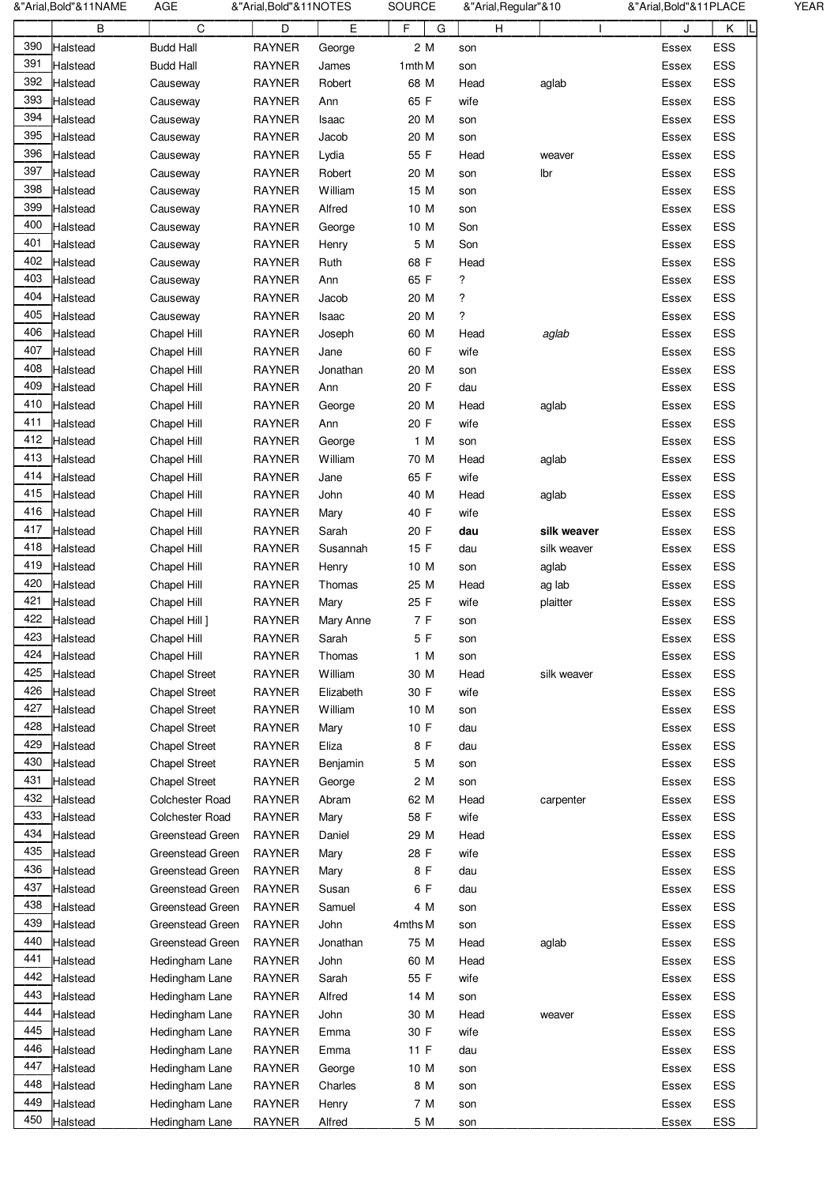| | B | C | D | E | F | G | H | I | J | K |
|---|---|---|---|---|---|---|---|---|---|---|
| 390 | Halstead | Budd Hall | RAYNER | George | 2 | M | son | | Essex | ESS |
| 391 | Halstead | Budd Hall | RAYNER | James | 1mth | M | son | | Essex | ESS |
| 392 | Halstead | Causeway | RAYNER | Robert | 68 | M | Head | aglab | Essex | ESS |
| 393 | Halstead | Causeway | RAYNER | Ann | 65 | F | wife | | Essex | ESS |
| 394 | Halstead | Causeway | RAYNER | Isaac | 20 | M | son | | Essex | ESS |
| 395 | Halstead | Causeway | RAYNER | Jacob | 20 | M | son | | Essex | ESS |
| 396 | Halstead | Causeway | RAYNER | Lydia | 55 | F | Head | weaver | Essex | ESS |
| 397 | Halstead | Causeway | RAYNER | Robert | 20 | M | son | lbr | Essex | ESS |
| 398 | Halstead | Causeway | RAYNER | William | 15 | M | son | | Essex | ESS |
| 399 | Halstead | Causeway | RAYNER | Alfred | 10 | M | son | | Essex | ESS |
| 400 | Halstead | Causeway | RAYNER | George | 10 | M | Son | | Essex | ESS |
| 401 | Halstead | Causeway | RAYNER | Henry | 5 | M | Son | | Essex | ESS |
| 402 | Halstead | Causeway | RAYNER | Ruth | 68 | F | Head | | Essex | ESS |
| 403 | Halstead | Causeway | RAYNER | Ann | 65 | F | ? | | Essex | ESS |
| 404 | Halstead | Causeway | RAYNER | Jacob | 20 | M | ? | | Essex | ESS |
| 405 | Halstead | Causeway | RAYNER | Isaac | 20 | M | ? | | Essex | ESS |
| 406 | Halstead | Chapel Hill | RAYNER | Joseph | 60 | M | Head | *aglab* | Essex | ESS |
| 407 | Halstead | Chapel Hill | RAYNER | Jane | 60 | F | wife | | Essex | ESS |
| 408 | Halstead | Chapel Hill | RAYNER | Jonathan | 20 | M | son | | Essex | ESS |
| 409 | Halstead | Chapel Hill | RAYNER | Ann | 20 | F | dau | | Essex | ESS |
| 410 | Halstead | Chapel Hill | RAYNER | George | 20 | M | Head | aglab | Essex | ESS |
| 411 | Halstead | Chapel Hill | RAYNER | Ann | 20 | F | wife | | Essex | ESS |
| 412 | Halstead | Chapel Hill | RAYNER | George | 1 | M | son | | Essex | ESS |
| 413 | Halstead | Chapel Hill | RAYNER | William | 70 | M | Head | aglab | Essex | ESS |
| 414 | Halstead | Chapel Hill | RAYNER | Jane | 65 | F | wife | | Essex | ESS |
| 415 | Halstead | Chapel Hill | RAYNER | John | 40 | M | Head | aglab | Essex | ESS |
| 416 | Halstead | Chapel Hill | RAYNER | Mary | 40 | F | wife | | Essex | ESS |
| 417 | Halstead | Chapel Hill | RAYNER | Sarah | 20 | F | **dau** | **silk weaver** | Essex | ESS |
| 418 | Halstead | Chapel Hill | RAYNER | Susannah | 15 | F | dau | silk weaver | Essex | ESS |
| 419 | Halstead | Chapel Hill | RAYNER | Henry | 10 | M | son | aglab | Essex | ESS |
| 420 | Halstead | Chapel Hill | RAYNER | Thomas | 25 | M | Head | ag lab | Essex | ESS |
| 421 | Halstead | Chapel Hill | RAYNER | Mary | 25 | F | wife | plaitter | Essex | ESS |
| 422 | Halstead | Chapel Hill ] | RAYNER | Mary Anne | 7 | F | son | | Essex | ESS |
| 423 | Halstead | Chapel Hill | RAYNER | Sarah | 5 | F | son | | Essex | ESS |
| 424 | Halstead | Chapel Hill | RAYNER | Thomas | 1 | M | son | | Essex | ESS |
| 425 | Halstead | Chapel Street | RAYNER | William | 30 | M | Head | silk weaver | Essex | ESS |
| 426 | Halstead | Chapel Street | RAYNER | Elizabeth | 30 | F | wife | | Essex | ESS |
| 427 | Halstead | Chapel Street | RAYNER | William | 10 | M | son | | Essex | ESS |
| 428 | Halstead | Chapel Street | RAYNER | Mary | 10 | F | dau | | Essex | ESS |
| 429 | Halstead | Chapel Street | RAYNER | Eliza | 8 | F | dau | | Essex | ESS |
| 430 | Halstead | Chapel Street | RAYNER | Benjamin | 5 | M | son | | Essex | ESS |
| 431 | Halstead | Chapel Street | RAYNER | George | 2 | M | son | | Essex | ESS |
| 432 | Halstead | Colchester Road | RAYNER | Abram | 62 | M | Head | carpenter | Essex | ESS |
| 433 | Halstead | Colchester Road | RAYNER | Mary | 58 | F | wife | | Essex | ESS |
| 434 | Halstead | Greenstead Green | RAYNER | Daniel | 29 | M | Head | | Essex | ESS |
| 435 | Halstead | Greenstead Green | RAYNER | Mary | 28 | F | wife | | Essex | ESS |
| 436 | Halstead | Greenstead Green | RAYNER | Mary | 8 | F | dau | | Essex | ESS |
| 437 | Halstead | Greenstead Green | RAYNER | Susan | 6 | F | dau | | Essex | ESS |
| 438 | Halstead | Greenstead Green | RAYNER | Samuel | 4 | M | son | | Essex | ESS |
| 439 | Halstead | Greenstead Green | RAYNER | John | 4mths | M | son | | Essex | ESS |
| 440 | Halstead | Greenstead Green | RAYNER | Jonathan | 75 | M | Head | aglab | Essex | ESS |
| 441 | Halstead | Hedingham Lane | RAYNER | John | 60 | M | Head | | Essex | ESS |
| 442 | Halstead | Hedingham Lane | RAYNER | Sarah | 55 | F | wife | | Essex | ESS |
| 443 | Halstead | Hedingham Lane | RAYNER | Alfred | 14 | M | son | | Essex | ESS |
| 444 | Halstead | Hedingham Lane | RAYNER | John | 30 | M | Head | weaver | Essex | ESS |
| 445 | Halstead | Hedingham Lane | RAYNER | Emma | 30 | F | wife | | Essex | ESS |
| 446 | Halstead | Hedingham Lane | RAYNER | Emma | 11 | F | dau | | Essex | ESS |
| 447 | Halstead | Hedingham Lane | RAYNER | George | 10 | M | son | | Essex | ESS |
| 448 | Halstead | Hedingham Lane | RAYNER | Charles | 8 | M | son | | Essex | ESS |
| 449 | Halstead | Hedingham Lane | RAYNER | Henry | 7 | M | son | | Essex | ESS |
| 450 | Halstead | Hedingham Lane | RAYNER | Alfred | 5 | M | son | | Essex | ESS |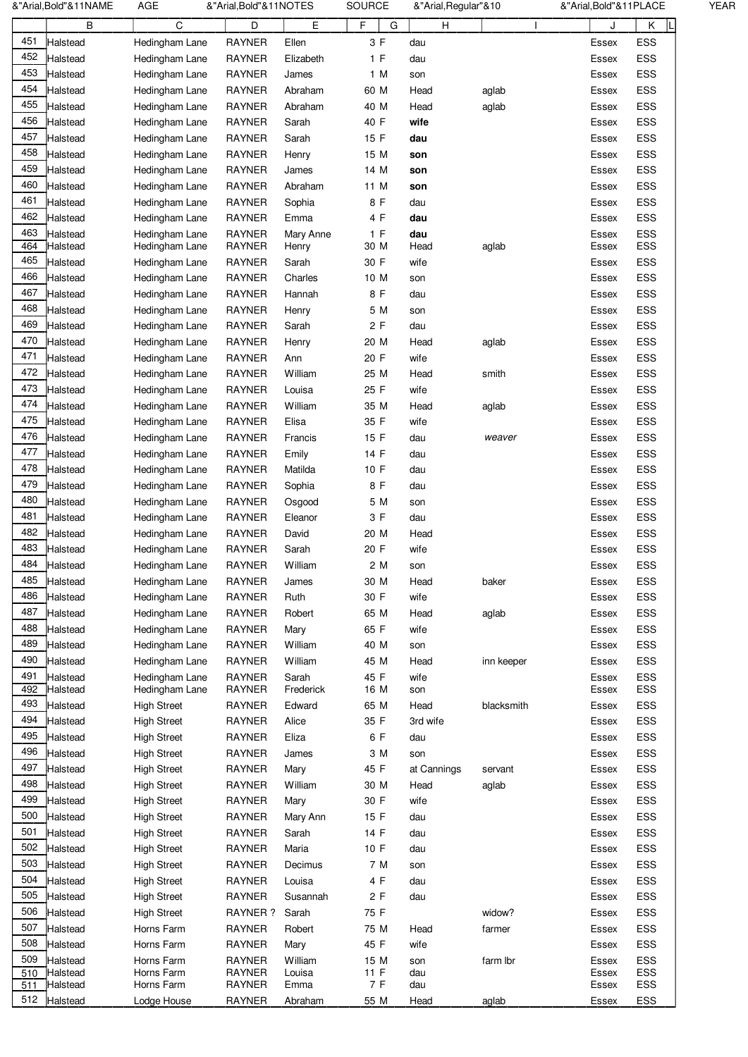| &"Arial,Bold"&11NAME | AGE | &"Arial,Bold"&11NOTES | SOURCE | &"Arial,Regular"&10 | | | | &"Arial,Bold"&11PLACE | YEAR |
|---|---|---|---|---|---|---|---|---|---|
| | B | C | D | E | F | G | H | I | J | K |
| 451 | Halstead | Hedingham Lane | RAYNER | Ellen | 3 | F | dau | | Essex | ESS |
| 452 | Halstead | Hedingham Lane | RAYNER | Elizabeth | 1 | F | dau | | Essex | ESS |
| 453 | Halstead | Hedingham Lane | RAYNER | James | 1 | M | son | | Essex | ESS |
| 454 | Halstead | Hedingham Lane | RAYNER | Abraham | 60 | M | Head | aglab | Essex | ESS |
| 455 | Halstead | Hedingham Lane | RAYNER | Abraham | 40 | M | Head | aglab | Essex | ESS |
| 456 | Halstead | Hedingham Lane | RAYNER | Sarah | 40 | F | **wife** | | Essex | ESS |
| 457 | Halstead | Hedingham Lane | RAYNER | Sarah | 15 | F | **dau** | | Essex | ESS |
| 458 | Halstead | Hedingham Lane | RAYNER | Henry | 15 | M | **son** | | Essex | ESS |
| 459 | Halstead | Hedingham Lane | RAYNER | James | 14 | M | **son** | | Essex | ESS |
| 460 | Halstead | Hedingham Lane | RAYNER | Abraham | 11 | M | **son** | | Essex | ESS |
| 461 | Halstead | Hedingham Lane | RAYNER | Sophia | 8 | F | dau | | Essex | ESS |
| 462 | Halstead | Hedingham Lane | RAYNER | Emma | 4 | F | **dau** | | Essex | ESS |
| 463 | Halstead | Hedingham Lane | RAYNER | Mary Anne | 1 | F | **dau** | | Essex | ESS |
| 464 | Halstead | Hedingham Lane | RAYNER | Henry | 30 | M | Head | aglab | Essex | ESS |
| 465 | Halstead | Hedingham Lane | RAYNER | Sarah | 30 | F | wife | | Essex | ESS |
| 466 | Halstead | Hedingham Lane | RAYNER | Charles | 10 | M | son | | Essex | ESS |
| 467 | Halstead | Hedingham Lane | RAYNER | Hannah | 8 | F | dau | | Essex | ESS |
| 468 | Halstead | Hedingham Lane | RAYNER | Henry | 5 | M | son | | Essex | ESS |
| 469 | Halstead | Hedingham Lane | RAYNER | Sarah | 2 | F | dau | | Essex | ESS |
| 470 | Halstead | Hedingham Lane | RAYNER | Henry | 20 | M | Head | aglab | Essex | ESS |
| 471 | Halstead | Hedingham Lane | RAYNER | Ann | 20 | F | wife | | Essex | ESS |
| 472 | Halstead | Hedingham Lane | RAYNER | William | 25 | M | Head | smith | Essex | ESS |
| 473 | Halstead | Hedingham Lane | RAYNER | Louisa | 25 | F | wife | | Essex | ESS |
| 474 | Halstead | Hedingham Lane | RAYNER | William | 35 | M | Head | aglab | Essex | ESS |
| 475 | Halstead | Hedingham Lane | RAYNER | Elisa | 35 | F | wife | | Essex | ESS |
| 476 | Halstead | Hedingham Lane | RAYNER | Francis | 15 | F | dau | *weaver* | Essex | ESS |
| 477 | Halstead | Hedingham Lane | RAYNER | Emily | 14 | F | dau | | Essex | ESS |
| 478 | Halstead | Hedingham Lane | RAYNER | Matilda | 10 | F | dau | | Essex | ESS |
| 479 | Halstead | Hedingham Lane | RAYNER | Sophia | 8 | F | dau | | Essex | ESS |
| 480 | Halstead | Hedingham Lane | RAYNER | Osgood | 5 | M | son | | Essex | ESS |
| 481 | Halstead | Hedingham Lane | RAYNER | Eleanor | 3 | F | dau | | Essex | ESS |
| 482 | Halstead | Hedingham Lane | RAYNER | David | 20 | M | Head | | Essex | ESS |
| 483 | Halstead | Hedingham Lane | RAYNER | Sarah | 20 | F | wife | | Essex | ESS |
| 484 | Halstead | Hedingham Lane | RAYNER | William | 2 | M | son | | Essex | ESS |
| 485 | Halstead | Hedingham Lane | RAYNER | James | 30 | M | Head | baker | Essex | ESS |
| 486 | Halstead | Hedingham Lane | RAYNER | Ruth | 30 | F | wife | | Essex | ESS |
| 487 | Halstead | Hedingham Lane | RAYNER | Robert | 65 | M | Head | aglab | Essex | ESS |
| 488 | Halstead | Hedingham Lane | RAYNER | Mary | 65 | F | wife | | Essex | ESS |
| 489 | Halstead | Hedingham Lane | RAYNER | William | 40 | M | son | | Essex | ESS |
| 490 | Halstead | Hedingham Lane | RAYNER | William | 45 | M | Head | inn keeper | Essex | ESS |
| 491 | Halstead | Hedingham Lane | RAYNER | Sarah | 45 | F | wife | | Essex | ESS |
| 492 | Halstead | Hedingham Lane | RAYNER | Frederick | 16 | M | son | | Essex | ESS |
| 493 | Halstead | High Street | RAYNER | Edward | 65 | M | Head | blacksmith | Essex | ESS |
| 494 | Halstead | High Street | RAYNER | Alice | 35 | F | 3rd wife | | Essex | ESS |
| 495 | Halstead | High Street | RAYNER | Eliza | 6 | F | dau | | Essex | ESS |
| 496 | Halstead | High Street | RAYNER | James | 3 | M | son | | Essex | ESS |
| 497 | Halstead | High Street | RAYNER | Mary | 45 | F | at Cannings | servant | Essex | ESS |
| 498 | Halstead | High Street | RAYNER | William | 30 | M | Head | aglab | Essex | ESS |
| 499 | Halstead | High Street | RAYNER | Mary | 30 | F | wife | | Essex | ESS |
| 500 | Halstead | High Street | RAYNER | Mary Ann | 15 | F | dau | | Essex | ESS |
| 501 | Halstead | High Street | RAYNER | Sarah | 14 | F | dau | | Essex | ESS |
| 502 | Halstead | High Street | RAYNER | Maria | 10 | F | dau | | Essex | ESS |
| 503 | Halstead | High Street | RAYNER | Decimus | 7 | M | son | | Essex | ESS |
| 504 | Halstead | High Street | RAYNER | Louisa | 4 | F | dau | | Essex | ESS |
| 505 | Halstead | High Street | RAYNER | Susannah | 2 | F | dau | | Essex | ESS |
| 506 | Halstead | High Street | RAYNER ? | Sarah | 75 | F | | widow? | Essex | ESS |
| 507 | Halstead | Horns Farm | RAYNER | Robert | 75 | M | Head | farmer | Essex | ESS |
| 508 | Halstead | Horns Farm | RAYNER | Mary | 45 | F | wife | | Essex | ESS |
| 509 | Halstead | Horns Farm | RAYNER | William | 15 | M | son | farm lbr | Essex | ESS |
| 510 | Halstead | Horns Farm | RAYNER | Louisa | 11 | F | dau | | Essex | ESS |
| 511 | Halstead | Horns Farm | RAYNER | Emma | 7 | F | dau | | Essex | ESS |
| 512 | Halstead | Lodge House | RAYNER | Abraham | 55 | M | Head | aglab | Essex | ESS |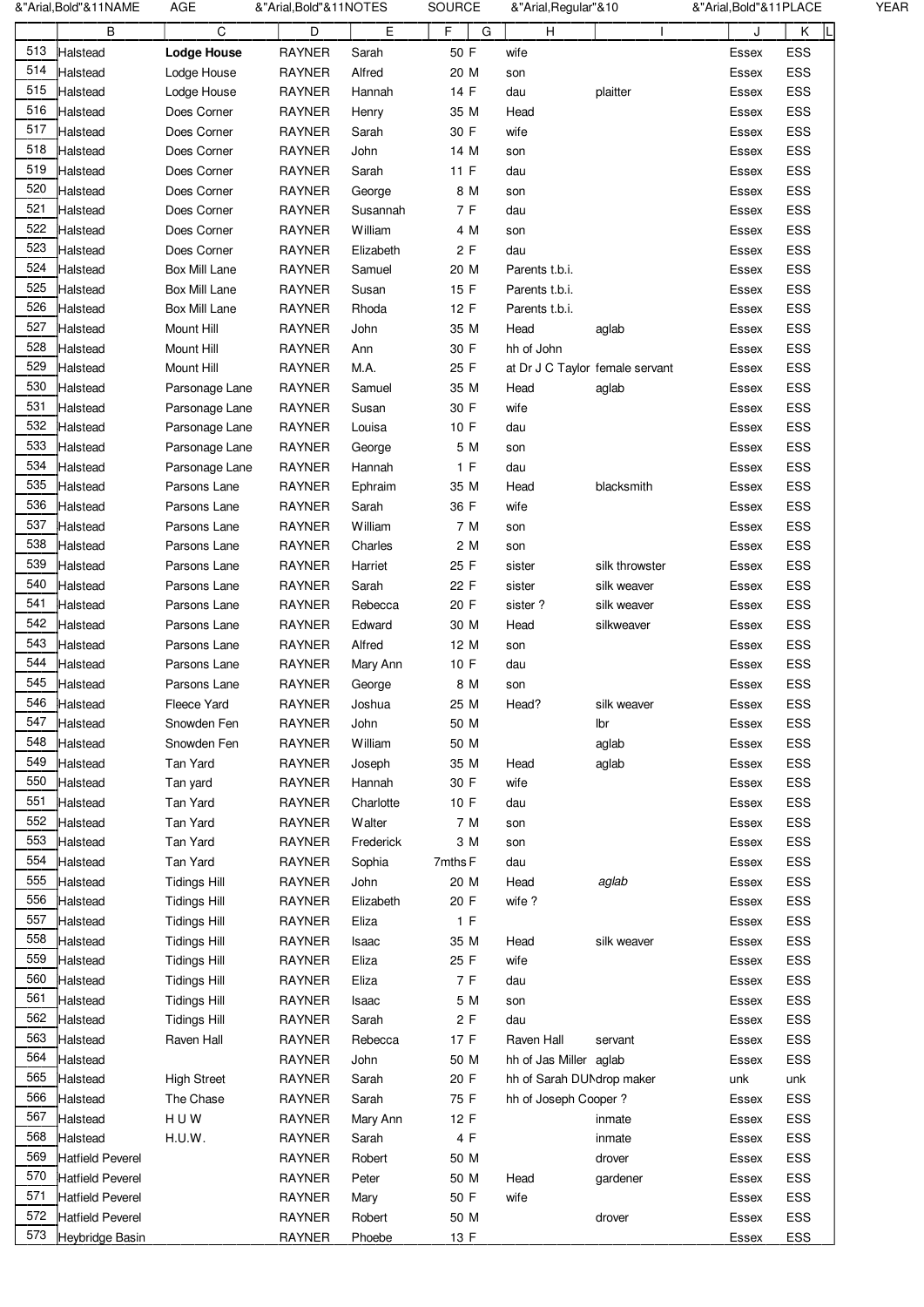| | B | C | D | E | F | G | H | I | J | K | L |
|---|---|---|---|---|---|---|---|---|---|---|---|
| 513 | Halstead | **Lodge House** | RAYNER | Sarah | 50 | F | wife | | Essex | ESS | |
| 514 | Halstead | Lodge House | RAYNER | Alfred | 20 | M | son | | Essex | ESS | |
| 515 | Halstead | Lodge House | RAYNER | Hannah | 14 | F | dau | plaitter | Essex | ESS | |
| 516 | Halstead | Does Corner | RAYNER | Henry | 35 | M | Head | | Essex | ESS | |
| 517 | Halstead | Does Corner | RAYNER | Sarah | 30 | F | wife | | Essex | ESS | |
| 518 | Halstead | Does Corner | RAYNER | John | 14 | M | son | | Essex | ESS | |
| 519 | Halstead | Does Corner | RAYNER | Sarah | 11 | F | dau | | Essex | ESS | |
| 520 | Halstead | Does Corner | RAYNER | George | 8 | M | son | | Essex | ESS | |
| 521 | Halstead | Does Corner | RAYNER | Susannah | 7 | F | dau | | Essex | ESS | |
| 522 | Halstead | Does Corner | RAYNER | William | 4 | M | son | | Essex | ESS | |
| 523 | Halstead | Does Corner | RAYNER | Elizabeth | 2 | F | dau | | Essex | ESS | |
| 524 | Halstead | Box Mill Lane | RAYNER | Samuel | 20 | M | Parents t.b.i. | | Essex | ESS | |
| 525 | Halstead | Box Mill Lane | RAYNER | Susan | 15 | F | Parents t.b.i. | | Essex | ESS | |
| 526 | Halstead | Box Mill Lane | RAYNER | Rhoda | 12 | F | Parents t.b.i. | | Essex | ESS | |
| 527 | Halstead | Mount Hill | RAYNER | John | 35 | M | Head | aglab | Essex | ESS | |
| 528 | Halstead | Mount Hill | RAYNER | Ann | 30 | F | hh of John | | Essex | ESS | |
| 529 | Halstead | Mount Hill | RAYNER | M.A. | 25 | F | at Dr J C Taylor | female servant | Essex | ESS | |
| 530 | Halstead | Parsonage Lane | RAYNER | Samuel | 35 | M | Head | aglab | Essex | ESS | |
| 531 | Halstead | Parsonage Lane | RAYNER | Susan | 30 | F | wife | | Essex | ESS | |
| 532 | Halstead | Parsonage Lane | RAYNER | Louisa | 10 | F | dau | | Essex | ESS | |
| 533 | Halstead | Parsonage Lane | RAYNER | George | 5 | M | son | | Essex | ESS | |
| 534 | Halstead | Parsonage Lane | RAYNER | Hannah | 1 | F | dau | | Essex | ESS | |
| 535 | Halstead | Parsons Lane | RAYNER | Ephraim | 35 | M | Head | blacksmith | Essex | ESS | |
| 536 | Halstead | Parsons Lane | RAYNER | Sarah | 36 | F | wife | | Essex | ESS | |
| 537 | Halstead | Parsons Lane | RAYNER | William | 7 | M | son | | Essex | ESS | |
| 538 | Halstead | Parsons Lane | RAYNER | Charles | 2 | M | son | | Essex | ESS | |
| 539 | Halstead | Parsons Lane | RAYNER | Harriet | 25 | F | sister | silk throwster | Essex | ESS | |
| 540 | Halstead | Parsons Lane | RAYNER | Sarah | 22 | F | sister | silk weaver | Essex | ESS | |
| 541 | Halstead | Parsons Lane | RAYNER | Rebecca | 20 | F | sister ? | silk weaver | Essex | ESS | |
| 542 | Halstead | Parsons Lane | RAYNER | Edward | 30 | M | Head | silkweaver | Essex | ESS | |
| 543 | Halstead | Parsons Lane | RAYNER | Alfred | 12 | M | son | | Essex | ESS | |
| 544 | Halstead | Parsons Lane | RAYNER | Mary Ann | 10 | F | dau | | Essex | ESS | |
| 545 | Halstead | Parsons Lane | RAYNER | George | 8 | M | son | | Essex | ESS | |
| 546 | Halstead | Fleece Yard | RAYNER | Joshua | 25 | M | Head? | silk weaver | Essex | ESS | |
| 547 | Halstead | Snowden Fen | RAYNER | John | 50 | M | | lbr | Essex | ESS | |
| 548 | Halstead | Snowden Fen | RAYNER | William | 50 | M | | aglab | Essex | ESS | |
| 549 | Halstead | Tan Yard | RAYNER | Joseph | 35 | M | Head | aglab | Essex | ESS | |
| 550 | Halstead | Tan yard | RAYNER | Hannah | 30 | F | wife | | Essex | ESS | |
| 551 | Halstead | Tan Yard | RAYNER | Charlotte | 10 | F | dau | | Essex | ESS | |
| 552 | Halstead | Tan Yard | RAYNER | Walter | 7 | M | son | | Essex | ESS | |
| 553 | Halstead | Tan Yard | RAYNER | Frederick | 3 | M | son | | Essex | ESS | |
| 554 | Halstead | Tan Yard | RAYNER | Sophia | 7mths | F | dau | | Essex | ESS | |
| 555 | Halstead | Tidings Hill | RAYNER | John | 20 | M | Head | *aglab* | Essex | ESS | |
| 556 | Halstead | Tidings Hill | RAYNER | Elizabeth | 20 | F | wife ? | | Essex | ESS | |
| 557 | Halstead | Tidings Hill | RAYNER | Eliza | 1 | F | | | Essex | ESS | |
| 558 | Halstead | Tidings Hill | RAYNER | Isaac | 35 | M | Head | silk weaver | Essex | ESS | |
| 559 | Halstead | Tidings Hill | RAYNER | Eliza | 25 | F | wife | | Essex | ESS | |
| 560 | Halstead | Tidings Hill | RAYNER | Eliza | 7 | F | dau | | Essex | ESS | |
| 561 | Halstead | Tidings Hill | RAYNER | Isaac | 5 | M | son | | Essex | ESS | |
| 562 | Halstead | Tidings Hill | RAYNER | Sarah | 2 | F | dau | | Essex | ESS | |
| 563 | Halstead | Raven Hall | RAYNER | Rebecca | 17 | F | Raven Hall | servant | Essex | ESS | |
| 564 | Halstead | | RAYNER | John | 50 | M | hh of Jas Miller | aglab | Essex | ESS | |
| 565 | Halstead | High Street | RAYNER | Sarah | 20 | F | hh of Sarah DUN | drop maker | unk | unk | |
| 566 | Halstead | The Chase | RAYNER | Sarah | 75 | F | hh of Joseph Cooper ? | | Essex | ESS | |
| 567 | Halstead | H U W | RAYNER | Mary Ann | 12 | F | | inmate | Essex | ESS | |
| 568 | Halstead | H.U.W. | RAYNER | Sarah | 4 | F | | inmate | Essex | ESS | |
| 569 | Hatfield Peverel | | RAYNER | Robert | 50 | M | | drover | Essex | ESS | |
| 570 | Hatfield Peverel | | RAYNER | Peter | 50 | M | Head | gardener | Essex | ESS | |
| 571 | Hatfield Peverel | | RAYNER | Mary | 50 | F | wife | | Essex | ESS | |
| 572 | Hatfield Peverel | | RAYNER | Robert | 50 | M | | drover | Essex | ESS | |
| 573 | Heybridge Basin | | RAYNER | Phoebe | 13 | F | | | Essex | ESS | |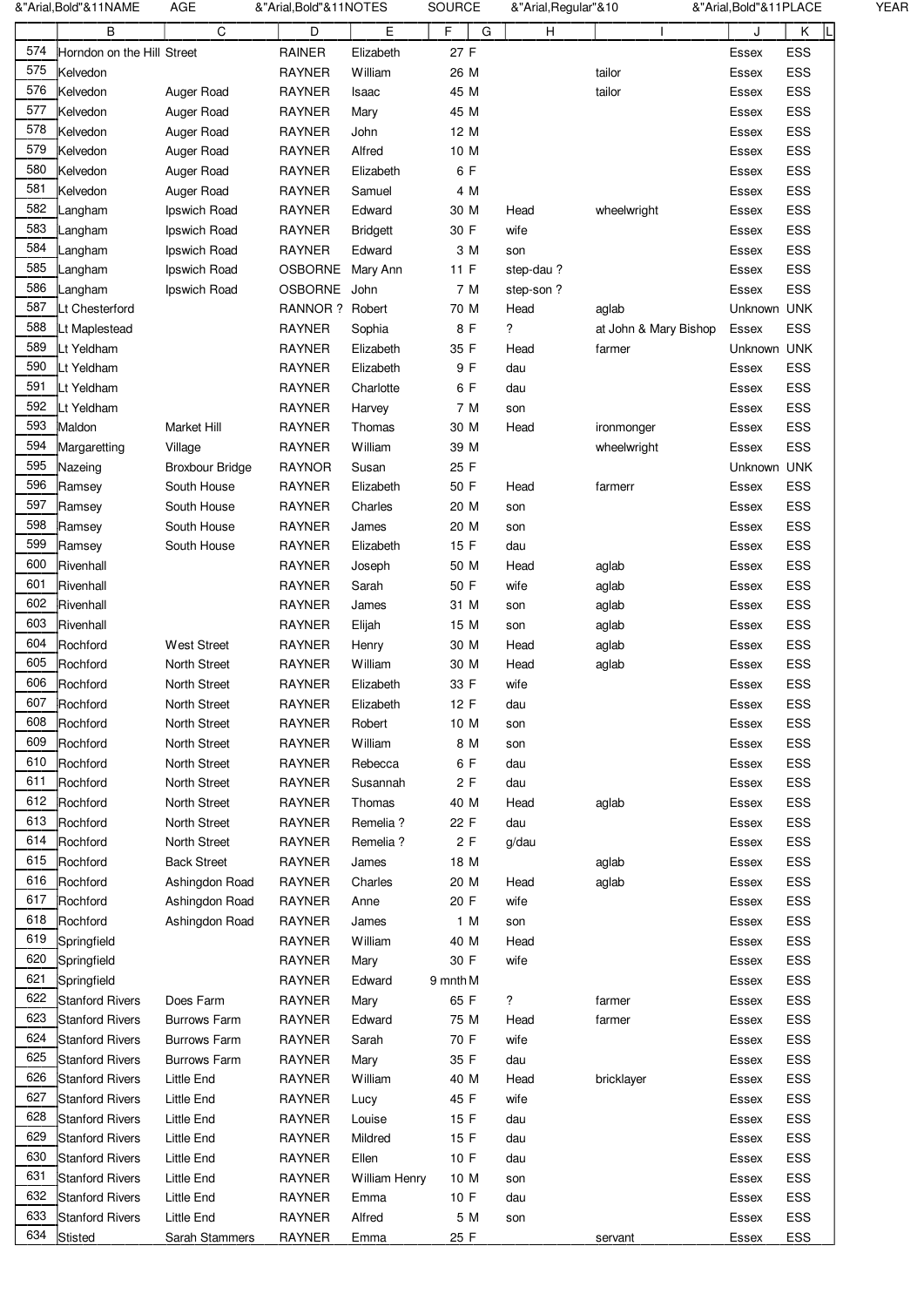| | B | C | D | E | F | G | H | I | J | K |
|---|---|---|---|---|---|---|---|---|---|---|
| 574 | Horndon on the Hill | Street | RAINER | Elizabeth | 27 | F | | | Essex | ESS |
| 575 | Kelvedon | | RAYNER | William | 26 | M | | tailor | Essex | ESS |
| 576 | Kelvedon | Auger Road | RAYNER | Isaac | 45 | M | | tailor | Essex | ESS |
| 577 | Kelvedon | Auger Road | RAYNER | Mary | 45 | M | | | Essex | ESS |
| 578 | Kelvedon | Auger Road | RAYNER | John | 12 | M | | | Essex | ESS |
| 579 | Kelvedon | Auger Road | RAYNER | Alfred | 10 | M | | | Essex | ESS |
| 580 | Kelvedon | Auger Road | RAYNER | Elizabeth | 6 | F | | | Essex | ESS |
| 581 | Kelvedon | Auger Road | RAYNER | Samuel | 4 | M | | | Essex | ESS |
| 582 | Langham | Ipswich Road | RAYNER | Edward | 30 | M | Head | wheelwright | Essex | ESS |
| 583 | Langham | Ipswich Road | RAYNER | Bridgett | 30 | F | wife | | Essex | ESS |
| 584 | Langham | Ipswich Road | RAYNER | Edward | 3 | M | son | | Essex | ESS |
| 585 | Langham | Ipswich Road | OSBORNE | Mary Ann | 11 | F | step-dau ? | | Essex | ESS |
| 586 | Langham | Ipswich Road | OSBORNE | John | 7 | M | step-son ? | | Essex | ESS |
| 587 | Lt Chesterford | | RANNOR ? | Robert | 70 | M | Head | aglab | Unknown | UNK |
| 588 | Lt Maplestead | | RAYNER | Sophia | 8 | F | ? | at John & Mary Bishop | Essex | ESS |
| 589 | Lt Yeldham | | RAYNER | Elizabeth | 35 | F | Head | farmer | Unknown | UNK |
| 590 | Lt Yeldham | | RAYNER | Elizabeth | 9 | F | dau | | Essex | ESS |
| 591 | Lt Yeldham | | RAYNER | Charlotte | 6 | F | dau | | Essex | ESS |
| 592 | Lt Yeldham | | RAYNER | Harvey | 7 | M | son | | Essex | ESS |
| 593 | Maldon | Market Hill | RAYNER | Thomas | 30 | M | Head | ironmonger | Essex | ESS |
| 594 | Margaretting | Village | RAYNER | William | 39 | M | | wheelwright | Essex | ESS |
| 595 | Nazeing | Broxbour Bridge | RAYNOR | Susan | 25 | F | | | Unknown | UNK |
| 596 | Ramsey | South House | RAYNER | Elizabeth | 50 | F | Head | farmerr | Essex | ESS |
| 597 | Ramsey | South House | RAYNER | Charles | 20 | M | son | | Essex | ESS |
| 598 | Ramsey | South House | RAYNER | James | 20 | M | son | | Essex | ESS |
| 599 | Ramsey | South House | RAYNER | Elizabeth | 15 | F | dau | | Essex | ESS |
| 600 | Rivenhall | | RAYNER | Joseph | 50 | M | Head | aglab | Essex | ESS |
| 601 | Rivenhall | | RAYNER | Sarah | 50 | F | wife | aglab | Essex | ESS |
| 602 | Rivenhall | | RAYNER | James | 31 | M | son | aglab | Essex | ESS |
| 603 | Rivenhall | | RAYNER | Elijah | 15 | M | son | aglab | Essex | ESS |
| 604 | Rochford | West Street | RAYNER | Henry | 30 | M | Head | aglab | Essex | ESS |
| 605 | Rochford | North Street | RAYNER | William | 30 | M | Head | aglab | Essex | ESS |
| 606 | Rochford | North Street | RAYNER | Elizabeth | 33 | F | wife | | Essex | ESS |
| 607 | Rochford | North Street | RAYNER | Elizabeth | 12 | F | dau | | Essex | ESS |
| 608 | Rochford | North Street | RAYNER | Robert | 10 | M | son | | Essex | ESS |
| 609 | Rochford | North Street | RAYNER | William | 8 | M | son | | Essex | ESS |
| 610 | Rochford | North Street | RAYNER | Rebecca | 6 | F | dau | | Essex | ESS |
| 611 | Rochford | North Street | RAYNER | Susannah | 2 | F | dau | | Essex | ESS |
| 612 | Rochford | North Street | RAYNER | Thomas | 40 | M | Head | aglab | Essex | ESS |
| 613 | Rochford | North Street | RAYNER | Remelia ? | 22 | F | dau | | Essex | ESS |
| 614 | Rochford | North Street | RAYNER | Remelia ? | 2 | F | g/dau | | Essex | ESS |
| 615 | Rochford | Back Street | RAYNER | James | 18 | M | | aglab | Essex | ESS |
| 616 | Rochford | Ashingdon Road | RAYNER | Charles | 20 | M | Head | aglab | Essex | ESS |
| 617 | Rochford | Ashingdon Road | RAYNER | Anne | 20 | F | wife | | Essex | ESS |
| 618 | Rochford | Ashingdon Road | RAYNER | James | 1 | M | son | | Essex | ESS |
| 619 | Springfield | | RAYNER | William | 40 | M | Head | | Essex | ESS |
| 620 | Springfield | | RAYNER | Mary | 30 | F | wife | | Essex | ESS |
| 621 | Springfield | | RAYNER | Edward | 9 mnth | M | | | Essex | ESS |
| 622 | Stanford Rivers | Does Farm | RAYNER | Mary | 65 | F | ? | farmer | Essex | ESS |
| 623 | Stanford Rivers | Burrows Farm | RAYNER | Edward | 75 | M | Head | farmer | Essex | ESS |
| 624 | Stanford Rivers | Burrows Farm | RAYNER | Sarah | 70 | F | wife | | Essex | ESS |
| 625 | Stanford Rivers | Burrows Farm | RAYNER | Mary | 35 | F | dau | | Essex | ESS |
| 626 | Stanford Rivers | Little End | RAYNER | William | 40 | M | Head | bricklayer | Essex | ESS |
| 627 | Stanford Rivers | Little End | RAYNER | Lucy | 45 | F | wife | | Essex | ESS |
| 628 | Stanford Rivers | Little End | RAYNER | Louise | 15 | F | dau | | Essex | ESS |
| 629 | Stanford Rivers | Little End | RAYNER | Mildred | 15 | F | dau | | Essex | ESS |
| 630 | Stanford Rivers | Little End | RAYNER | Ellen | 10 | F | dau | | Essex | ESS |
| 631 | Stanford Rivers | Little End | RAYNER | William Henry | 10 | M | son | | Essex | ESS |
| 632 | Stanford Rivers | Little End | RAYNER | Emma | 10 | F | dau | | Essex | ESS |
| 633 | Stanford Rivers | Little End | RAYNER | Alfred | 5 | M | son | | Essex | ESS |
| 634 | Stisted | Sarah Stammers | RAYNER | Emma | 25 | F | | servant | Essex | ESS |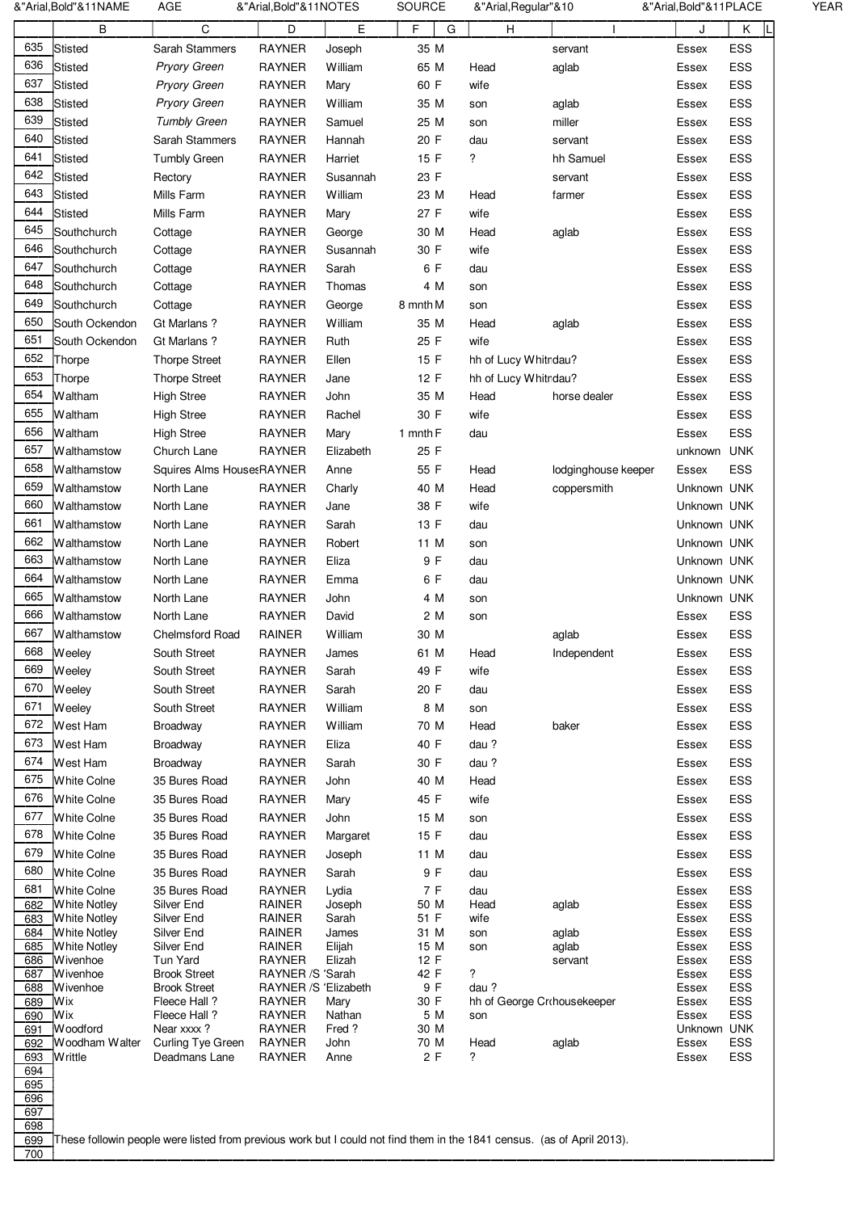| | B | C | D | E | F | G | H | I | J | K | L |
|---|---|---|---|---|---|---|---|---|---|---|---|
| 635 | Stisted | Sarah Stammers | RAYNER | Joseph | 35 | M | | servant | Essex | ESS | |
| 636 | Stisted | *Pryory Green* | RAYNER | William | 65 | M | Head | aglab | Essex | ESS | |
| 637 | Stisted | *Pryory Green* | RAYNER | Mary | 60 | F | wife | | Essex | ESS | |
| 638 | Stisted | *Pryory Green* | RAYNER | William | 35 | M | son | aglab | Essex | ESS | |
| 639 | Stisted | *Tumbly Green* | RAYNER | Samuel | 25 | M | son | miller | Essex | ESS | |
| 640 | Stisted | Sarah Stammers | RAYNER | Hannah | 20 | F | dau | servant | Essex | ESS | |
| 641 | Stisted | Tumbly Green | RAYNER | Harriet | 15 | F | ? | hh Samuel | Essex | ESS | |
| 642 | Stisted | Rectory | RAYNER | Susannah | 23 | F | | servant | Essex | ESS | |
| 643 | Stisted | Mills Farm | RAYNER | William | 23 | M | Head | farmer | Essex | ESS | |
| 644 | Stisted | Mills Farm | RAYNER | Mary | 27 | F | wife | | Essex | ESS | |
| 645 | Southchurch | Cottage | RAYNER | George | 30 | M | Head | aglab | Essex | ESS | |
| 646 | Southchurch | Cottage | RAYNER | Susannah | 30 | F | wife | | Essex | ESS | |
| 647 | Southchurch | Cottage | RAYNER | Sarah | 6 | F | dau | | Essex | ESS | |
| 648 | Southchurch | Cottage | RAYNER | Thomas | 4 | M | son | | Essex | ESS | |
| 649 | Southchurch | Cottage | RAYNER | George | 8 mnth | M | son | | Essex | ESS | |
| 650 | South Ockendon | Gt Marlans ? | RAYNER | William | 35 | M | Head | aglab | Essex | ESS | |
| 651 | South Ockendon | Gt Marlans ? | RAYNER | Ruth | 25 | F | wife | | Essex | ESS | |
| 652 | Thorpe | Thorpe Street | RAYNER | Ellen | 15 | F | hh of Lucy Whitr | dau? | Essex | ESS | |
| 653 | Thorpe | Thorpe Street | RAYNER | Jane | 12 | F | hh of Lucy Whitr | dau? | Essex | ESS | |
| 654 | Waltham | High Stree | RAYNER | John | 35 | M | Head | horse dealer | Essex | ESS | |
| 655 | Waltham | High Stree | RAYNER | Rachel | 30 | F | wife | | Essex | ESS | |
| 656 | Waltham | High Stree | RAYNER | Mary | 1 mnth | F | dau | | Essex | ESS | |
| 657 | Walthamstow | Church Lane | RAYNER | Elizabeth | 25 | F | | | unknown | UNK | |
| 658 | Walthamstow | Squires Alms Houses | RAYNER | Anne | 55 | F | Head | lodginghouse keeper | Essex | ESS | |
| 659 | Walthamstow | North Lane | RAYNER | Charly | 40 | M | Head | coppersmith | Unknown | UNK | |
| 660 | Walthamstow | North Lane | RAYNER | Jane | 38 | F | wife | | Unknown | UNK | |
| 661 | Walthamstow | North Lane | RAYNER | Sarah | 13 | F | dau | | Unknown | UNK | |
| 662 | Walthamstow | North Lane | RAYNER | Robert | 11 | M | son | | Unknown | UNK | |
| 663 | Walthamstow | North Lane | RAYNER | Eliza | 9 | F | dau | | Unknown | UNK | |
| 664 | Walthamstow | North Lane | RAYNER | Emma | 6 | F | dau | | Unknown | UNK | |
| 665 | Walthamstow | North Lane | RAYNER | John | 4 | M | son | | Unknown | UNK | |
| 666 | Walthamstow | North Lane | RAYNER | David | 2 | M | son | | Essex | ESS | |
| 667 | Walthamstow | Chelmsford Road | RAINER | William | 30 | M | | aglab | Essex | ESS | |
| 668 | Weeley | South Street | RAYNER | James | 61 | M | Head | Independent | Essex | ESS | |
| 669 | Weeley | South Street | RAYNER | Sarah | 49 | F | wife | | Essex | ESS | |
| 670 | Weeley | South Street | RAYNER | Sarah | 20 | F | dau | | Essex | ESS | |
| 671 | Weeley | South Street | RAYNER | William | 8 | M | son | | Essex | ESS | |
| 672 | West Ham | Broadway | RAYNER | William | 70 | M | Head | baker | Essex | ESS | |
| 673 | West Ham | Broadway | RAYNER | Eliza | 40 | F | dau ? | | Essex | ESS | |
| 674 | West Ham | Broadway | RAYNER | Sarah | 30 | F | dau ? | | Essex | ESS | |
| 675 | White Colne | 35 Bures Road | RAYNER | John | 40 | M | Head | | Essex | ESS | |
| 676 | White Colne | 35 Bures Road | RAYNER | Mary | 45 | F | wife | | Essex | ESS | |
| 677 | White Colne | 35 Bures Road | RAYNER | John | 15 | M | son | | Essex | ESS | |
| 678 | White Colne | 35 Bures Road | RAYNER | Margaret | 15 | F | dau | | Essex | ESS | |
| 679 | White Colne | 35 Bures Road | RAYNER | Joseph | 11 | M | dau | | Essex | ESS | |
| 680 | White Colne | 35 Bures Road | RAYNER | Sarah | 9 | F | dau | | Essex | ESS | |
| 681 | White Colne | 35 Bures Road | RAYNER | Lydia | 7 | F | dau | | Essex | ESS | |
| 682 | White Notley | Silver End | RAINER | Joseph | 50 | M | Head | aglab | Essex | ESS | |
| 683 | White Notley | Silver End | RAINER | Sarah | 51 | F | wife | | Essex | ESS | |
| 684 | White Notley | Silver End | RAINER | James | 31 | M | son | aglab | Essex | ESS | |
| 685 | White Notley | Silver End | RAINER | Elijah | 15 | M | son | aglab | Essex | ESS | |
| 686 | Wivenhoe | Tun Yard | RAYNER | Elizah | 12 | F | | servant | Essex | ESS | |
| 687 | Wivenhoe | Brook Street | RAYNER /S | Sarah | 42 | F | ? | | Essex | ESS | |
| 688 | Wivenhoe | Brook Street | RAYNER /S | Elizabeth | 9 | F | dau ? | | Essex | ESS | |
| 689 | Wix | Fleece Hall ? | RAYNER | Mary | 30 | F | hh of George Cr | housekeeper | Essex | ESS | |
| 690 | Wix | Fleece Hall ? | RAYNER | Nathan | 5 | M | son | | Essex | ESS | |
| 691 | Woodford | Near xxxx ? | RAYNER | Fred ? | 30 | M | | | Unknown | UNK | |
| 692 | Woodham Walter | Curling Tye Green | RAYNER | John | 70 | M | Head | aglab | Essex | ESS | |
| 693 | Writtle | Deadmans Lane | RAYNER | Anne | 2 | F | ? | | Essex | ESS | |
| 694 | | | | | | | | | | | |
| 695 | | | | | | | | | | | |
| 696 | | | | | | | | | | | |
| 697 | | | | | | | | | | | |
| 698 | | | | | | | | | | | |
| 699 | These followin people were listed from previous work but I could not find them in the 1841 census. (as of April 2013). | | | | | | | | | | |
| 700 | | | | | | | | | | | |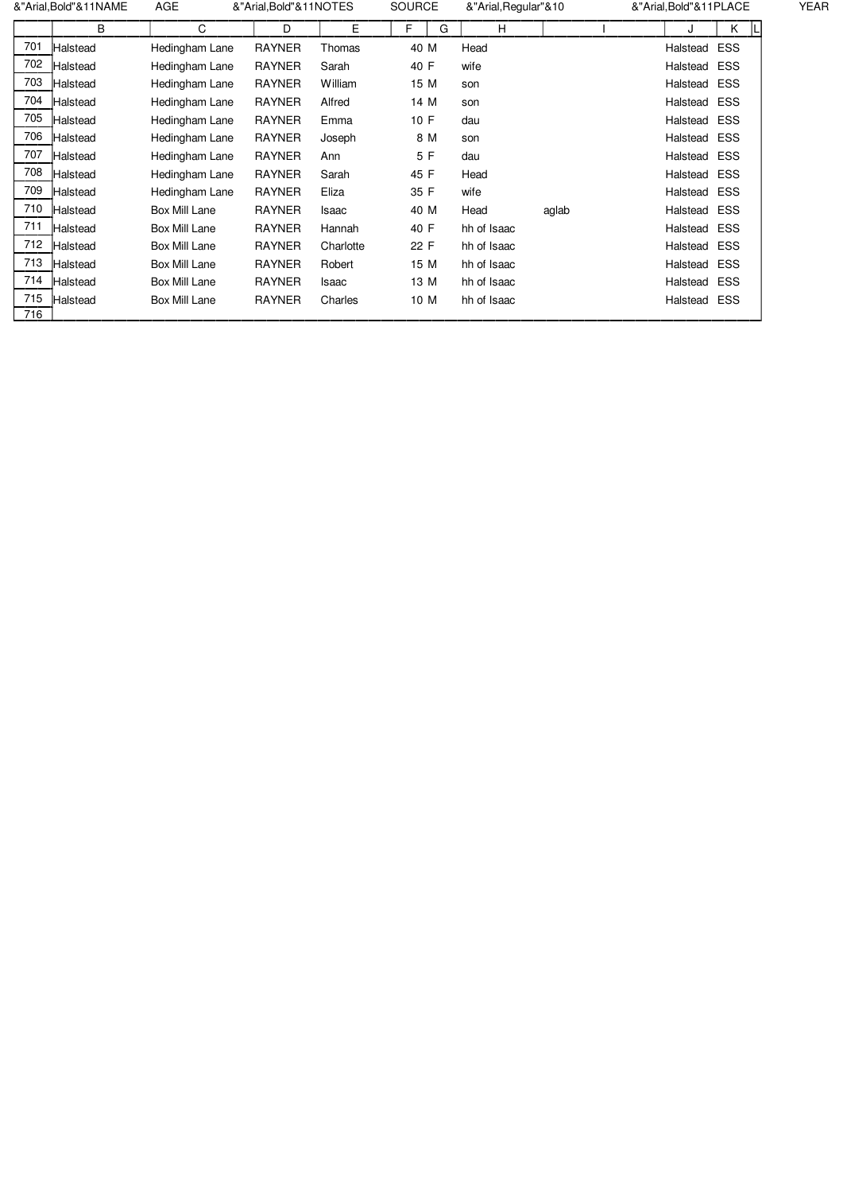| | B | C | D | E | F | G | H | I | J | K | L |
|---|---|---|---|---|---|---|---|---|---|---|---|
| 701 | Halstead | Hedingham Lane | RAYNER | Thomas | 40 | M | Head | | Halstead | ESS | |
| 702 | Halstead | Hedingham Lane | RAYNER | Sarah | 40 | F | wife | | Halstead | ESS | |
| 703 | Halstead | Hedingham Lane | RAYNER | William | 15 | M | son | | Halstead | ESS | |
| 704 | Halstead | Hedingham Lane | RAYNER | Alfred | 14 | M | son | | Halstead | ESS | |
| 705 | Halstead | Hedingham Lane | RAYNER | Emma | 10 | F | dau | | Halstead | ESS | |
| 706 | Halstead | Hedingham Lane | RAYNER | Joseph | 8 | M | son | | Halstead | ESS | |
| 707 | Halstead | Hedingham Lane | RAYNER | Ann | 5 | F | dau | | Halstead | ESS | |
| 708 | Halstead | Hedingham Lane | RAYNER | Sarah | 45 | F | Head | | Halstead | ESS | |
| 709 | Halstead | Hedingham Lane | RAYNER | Eliza | 35 | F | wife | | Halstead | ESS | |
| 710 | Halstead | Box Mill Lane | RAYNER | Isaac | 40 | M | Head | aglab | Halstead | ESS | |
| 711 | Halstead | Box Mill Lane | RAYNER | Hannah | 40 | F | hh of Isaac | | Halstead | ESS | |
| 712 | Halstead | Box Mill Lane | RAYNER | Charlotte | 22 | F | hh of Isaac | | Halstead | ESS | |
| 713 | Halstead | Box Mill Lane | RAYNER | Robert | 15 | M | hh of Isaac | | Halstead | ESS | |
| 714 | Halstead | Box Mill Lane | RAYNER | Isaac | 13 | M | hh of Isaac | | Halstead | ESS | |
| 715 | Halstead | Box Mill Lane | RAYNER | Charles | 10 | M | hh of Isaac | | Halstead | ESS | |
| 716 | | | | | | | | | | | |